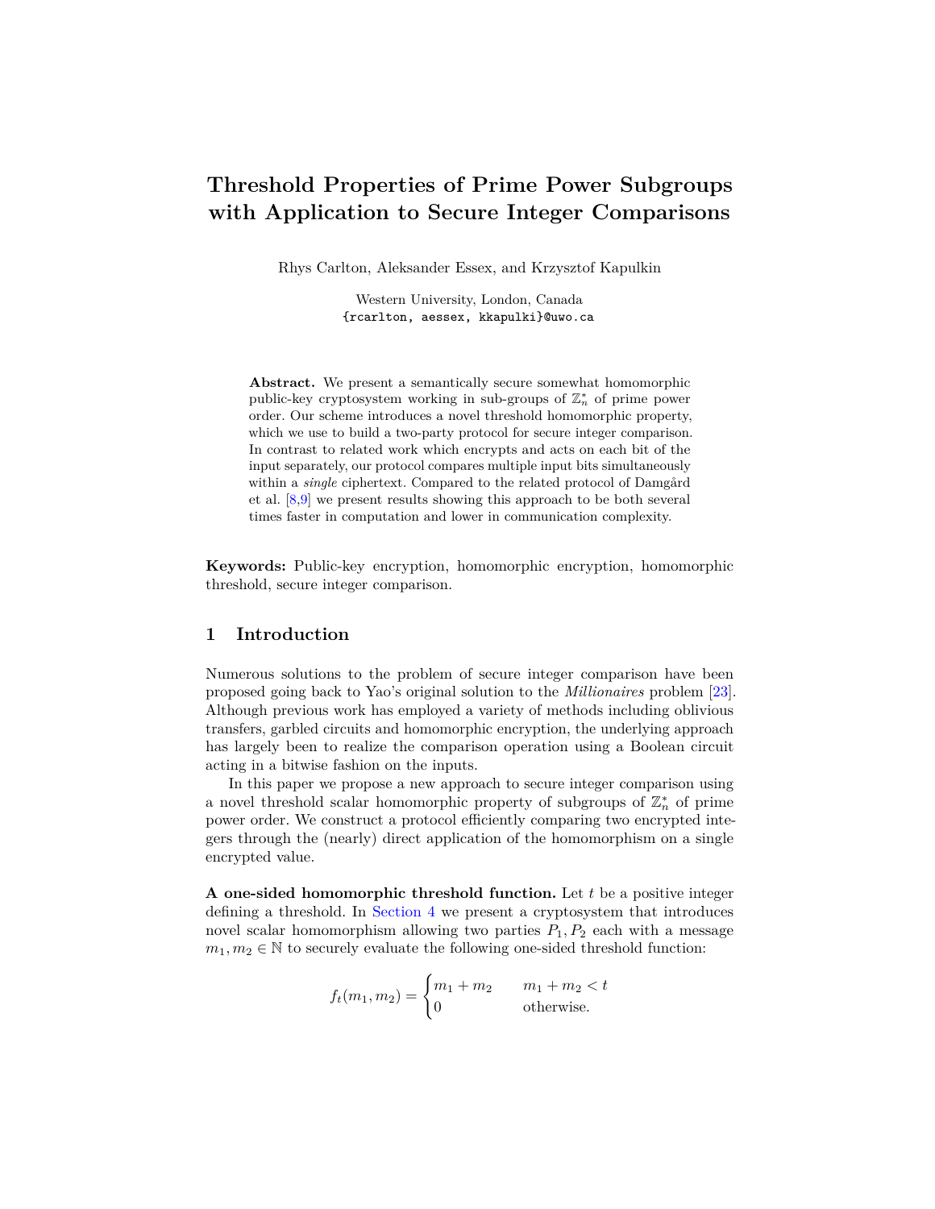# Threshold Properties of Prime Power Subgroups with Application to Secure Integer Comparisons

Rhys Carlton, Aleksander Essex, and Krzysztof Kapulkin

Western University, London, Canada
{rcarlton, aessex, kkapulki}@uwo.ca

**Abstract.** We present a semantically secure somewhat homomorphic public-key cryptosystem working in sub-groups of $\mathbb{Z}_n^*$ of prime power order. Our scheme introduces a novel threshold homomorphic property, which we use to build a two-party protocol for secure integer comparison. In contrast to related work which encrypts and acts on each bit of the input separately, our protocol compares multiple input bits simultaneously within a *single* ciphertext. Compared to the related protocol of Damgård et al. [8,9] we present results showing this approach to be both several times faster in computation and lower in communication complexity.

**Keywords:** Public-key encryption, homomorphic encryption, homomorphic threshold, secure integer comparison.

## 1 Introduction

Numerous solutions to the problem of secure integer comparison have been proposed going back to Yao's original solution to the *Millionaires* problem [23]. Although previous work has employed a variety of methods including oblivious transfers, garbled circuits and homomorphic encryption, the underlying approach has largely been to realize the comparison operation using a Boolean circuit acting in a bitwise fashion on the inputs.

In this paper we propose a new approach to secure integer comparison using a novel threshold scalar homomorphic property of subgroups of $\mathbb{Z}_n^*$ of prime power order. We construct a protocol efficiently comparing two encrypted integers through the (nearly) direct application of the homomorphism on a single encrypted value.

**A one-sided homomorphic threshold function.** Let $t$ be a positive integer defining a threshold. In Section 4 we present a cryptosystem that introduces novel scalar homomorphism allowing two parties $P_1, P_2$ each with a message $m_1, m_2 \in \mathbb{N}$ to securely evaluate the following one-sided threshold function:

$$f_t(m_1, m_2) = \begin{cases} m_1 + m_2 & m_1 + m_2 < t \\ 0 & \text{otherwise.} \end{cases}$$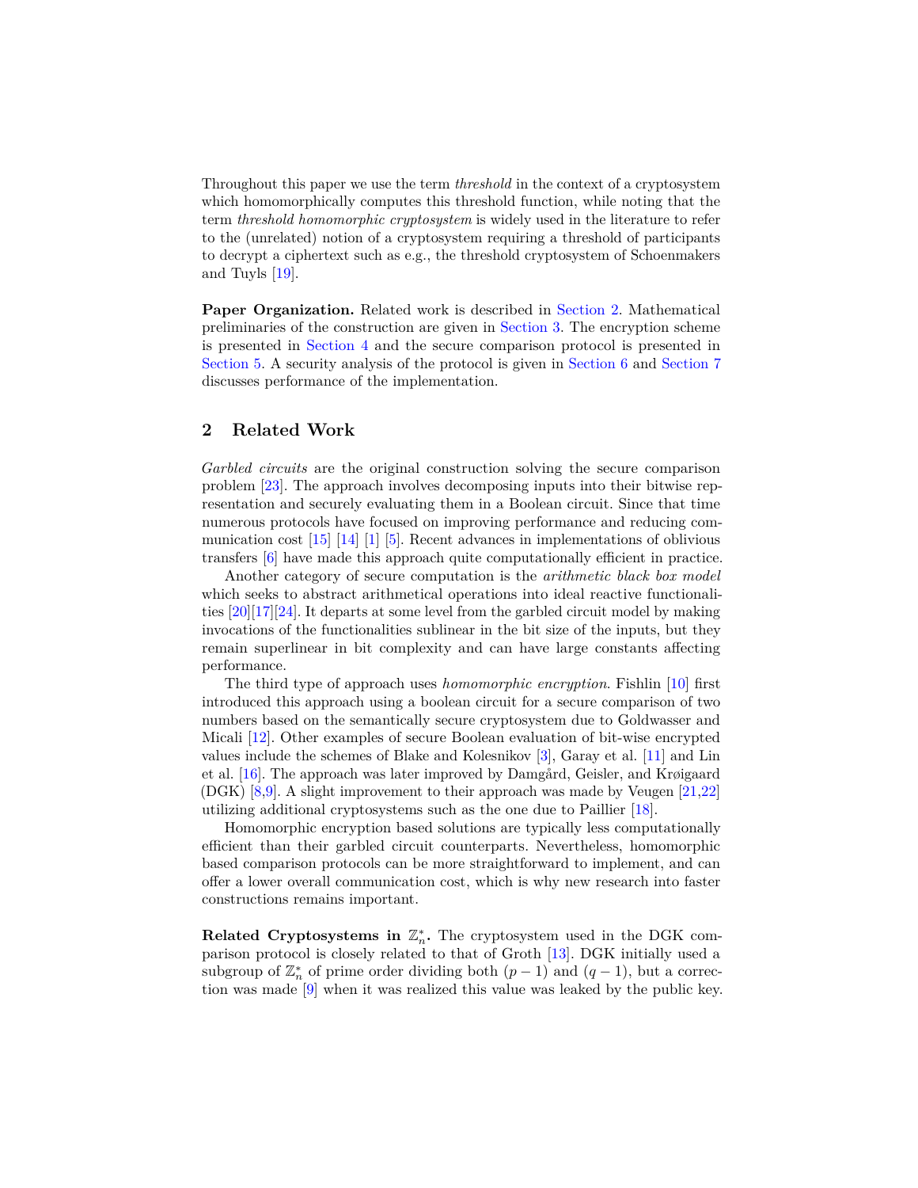Throughout this paper we use the term *threshold* in the context of a cryptosystem which homomorphically computes this threshold function, while noting that the term *threshold homomorphic cryptosystem* is widely used in the literature to refer to the (unrelated) notion of a cryptosystem requiring a threshold of participants to decrypt a ciphertext such as e.g., the threshold cryptosystem of Schoenmakers and Tuyls [19].

**Paper Organization.** Related work is described in Section 2. Mathematical preliminaries of the construction are given in Section 3. The encryption scheme is presented in Section 4 and the secure comparison protocol is presented in Section 5. A security analysis of the protocol is given in Section 6 and Section 7 discusses performance of the implementation.

## 2 Related Work

*Garbled circuits* are the original construction solving the secure comparison problem [23]. The approach involves decomposing inputs into their bitwise representation and securely evaluating them in a Boolean circuit. Since that time numerous protocols have focused on improving performance and reducing communication cost [15] [14] [1] [5]. Recent advances in implementations of oblivious transfers [6] have made this approach quite computationally efficient in practice.

Another category of secure computation is the *arithmetic black box model* which seeks to abstract arithmetical operations into ideal reactive functionalities [20][17][24]. It departs at some level from the garbled circuit model by making invocations of the functionalities sublinear in the bit size of the inputs, but they remain superlinear in bit complexity and can have large constants affecting performance.

The third type of approach uses *homomorphic encryption*. Fishlin [10] first introduced this approach using a boolean circuit for a secure comparison of two numbers based on the semantically secure cryptosystem due to Goldwasser and Micali [12]. Other examples of secure Boolean evaluation of bit-wise encrypted values include the schemes of Blake and Kolesnikov [3], Garay et al. [11] and Lin et al. [16]. The approach was later improved by Damgård, Geisler, and Krøigaard (DGK) [8,9]. A slight improvement to their approach was made by Veugen [21,22] utilizing additional cryptosystems such as the one due to Paillier [18].

Homomorphic encryption based solutions are typically less computationally efficient than their garbled circuit counterparts. Nevertheless, homomorphic based comparison protocols can be more straightforward to implement, and can offer a lower overall communication cost, which is why new research into faster constructions remains important.

**Related Cryptosystems in $\mathbb{Z}_n^*$.** The cryptosystem used in the DGK comparison protocol is closely related to that of Groth [13]. DGK initially used a subgroup of $\mathbb{Z}_n^*$ of prime order dividing both $(p-1)$ and $(q-1)$, but a correction was made [9] when it was realized this value was leaked by the public key.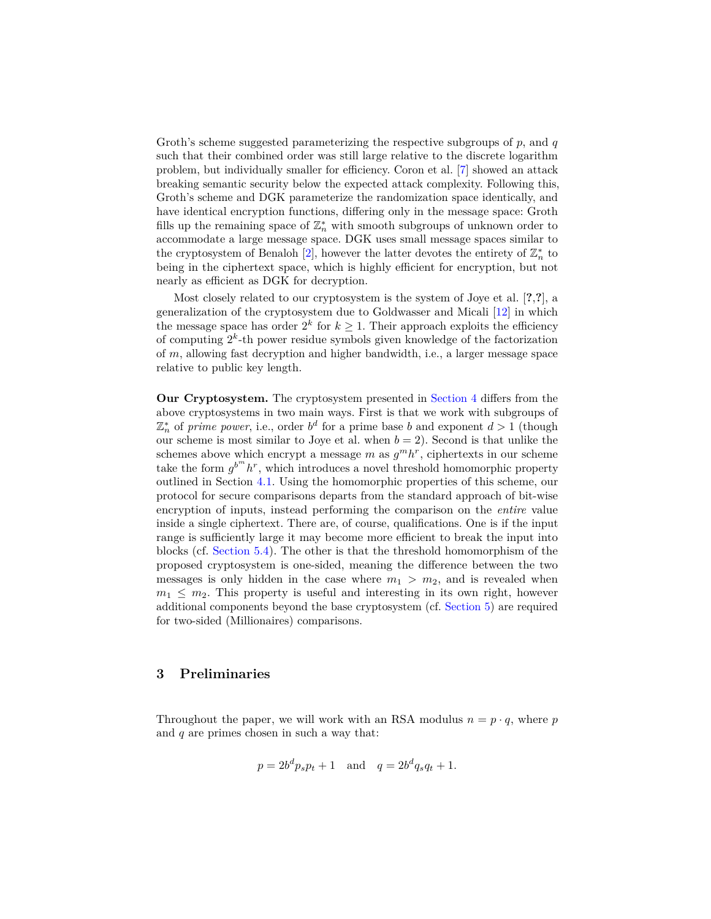Groth's scheme suggested parameterizing the respective subgroups of $p$, and $q$ such that their combined order was still large relative to the discrete logarithm problem, but individually smaller for efficiency. Coron et al. [7] showed an attack breaking semantic security below the expected attack complexity. Following this, Groth's scheme and DGK parameterize the randomization space identically, and have identical encryption functions, differing only in the message space: Groth fills up the remaining space of $\mathbb{Z}_n^*$ with smooth subgroups of unknown order to accommodate a large message space. DGK uses small message spaces similar to the cryptosystem of Benaloh [2], however the latter devotes the entirety of $\mathbb{Z}_n^*$ to being in the ciphertext space, which is highly efficient for encryption, but not nearly as efficient as DGK for decryption.

Most closely related to our cryptosystem is the system of Joye et al. [?,?], a generalization of the cryptosystem due to Goldwasser and Micali [12] in which the message space has order $2^k$ for $k \geq 1$. Their approach exploits the efficiency of computing $2^k$-th power residue symbols given knowledge of the factorization of $m$, allowing fast decryption and higher bandwidth, i.e., a larger message space relative to public key length.

**Our Cryptosystem.** The cryptosystem presented in Section 4 differs from the above cryptosystems in two main ways. First is that we work with subgroups of $\mathbb{Z}_n^*$ of *prime power*, i.e., order $b^d$ for a prime base $b$ and exponent $d > 1$ (though our scheme is most similar to Joye et al. when $b = 2$). Second is that unlike the schemes above which encrypt a message $m$ as $g^m h^r$, ciphertexts in our scheme take the form $g^{b^m} h^r$, which introduces a novel threshold homomorphic property outlined in Section 4.1. Using the homomorphic properties of this scheme, our protocol for secure comparisons departs from the standard approach of bit-wise encryption of inputs, instead performing the comparison on the *entire* value inside a single ciphertext. There are, of course, qualifications. One is if the input range is sufficiently large it may become more efficient to break the input into blocks (cf. Section 5.4). The other is that the threshold homomorphism of the proposed cryptosystem is one-sided, meaning the difference between the two messages is only hidden in the case where $m_1 > m_2$, and is revealed when $m_1 \leq m_2$. This property is useful and interesting in its own right, however additional components beyond the base cryptosystem (cf. Section 5) are required for two-sided (Millionaires) comparisons.

## 3 Preliminaries

Throughout the paper, we will work with an RSA modulus $n = p \cdot q$, where $p$ and $q$ are primes chosen in such a way that:

$$p = 2b^d p_s p_t + 1 \quad \text{and} \quad q = 2b^d q_s q_t + 1.$$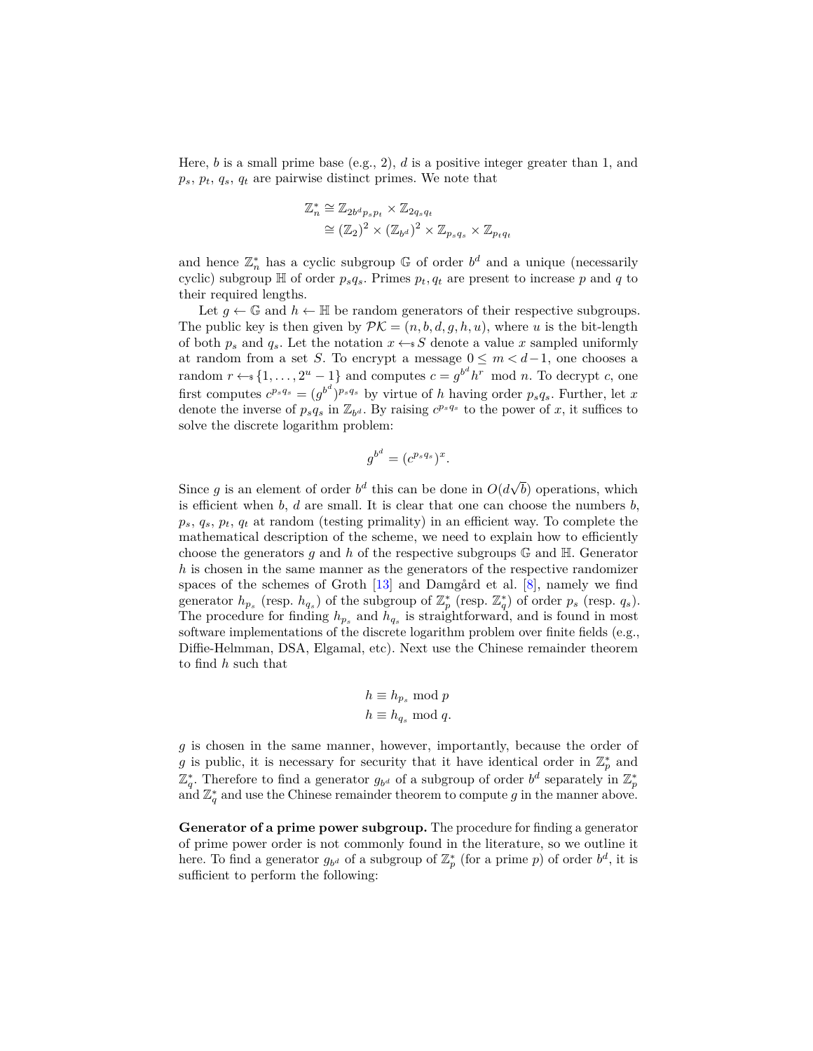Here, $b$ is a small prime base (e.g., 2), $d$ is a positive integer greater than 1, and $p_s$, $p_t$, $q_s$, $q_t$ are pairwise distinct primes. We note that

$$\begin{aligned}\mathbb{Z}_n^* &\cong \mathbb{Z}_{2b^d p_s p_t} \times \mathbb{Z}_{2q_s q_t} \\ &\cong (\mathbb{Z}_2)^2 \times (\mathbb{Z}_{b^d})^2 \times \mathbb{Z}_{p_s q_s} \times \mathbb{Z}_{p_t q_t}\end{aligned}$$

and hence $\mathbb{Z}_n^*$ has a cyclic subgroup $\mathbb{G}$ of order $b^d$ and a unique (necessarily cyclic) subgroup $\mathbb{H}$ of order $p_s q_s$. Primes $p_t, q_t$ are present to increase $p$ and $q$ to their required lengths.

Let $g \leftarrow \mathbb{G}$ and $h \leftarrow \mathbb{H}$ be random generators of their respective subgroups. The public key is then given by $\mathcal{PK} = (n, b, d, g, h, u)$, where $u$ is the bit-length of both $p_s$ and $q_s$. Let the notation $x \leftarrow\!\!\$\, S$ denote a value $x$ sampled uniformly at random from a set $S$. To encrypt a message $0 \leq m < d-1$, one chooses a random $r \leftarrow\!\!\$\, \{1, \ldots, 2^u - 1\}$ and computes $c = g^{b^d} h^r \mod n$. To decrypt $c$, one first computes $c^{p_s q_s} = (g^{b^d})^{p_s q_s}$ by virtue of $h$ having order $p_s q_s$. Further, let $x$ denote the inverse of $p_s q_s$ in $\mathbb{Z}_{b^d}$. By raising $c^{p_s q_s}$ to the power of $x$, it suffices to solve the discrete logarithm problem:

$$g^{b^d} = (c^{p_s q_s})^x.$$

Since $g$ is an element of order $b^d$ this can be done in $O(d\sqrt{b})$ operations, which is efficient when $b$, $d$ are small. It is clear that one can choose the numbers $b$, $p_s$, $q_s$, $p_t$, $q_t$ at random (testing primality) in an efficient way. To complete the mathematical description of the scheme, we need to explain how to efficiently choose the generators $g$ and $h$ of the respective subgroups $\mathbb{G}$ and $\mathbb{H}$. Generator $h$ is chosen in the same manner as the generators of the respective randomizer spaces of the schemes of Groth [13] and Damgård et al. [8], namely we find generator $h_{p_s}$ (resp. $h_{q_s}$) of the subgroup of $\mathbb{Z}_p^*$ (resp. $\mathbb{Z}_q^*$) of order $p_s$ (resp. $q_s$). The procedure for finding $h_{p_s}$ and $h_{q_s}$ is straightforward, and is found in most software implementations of the discrete logarithm problem over finite fields (e.g., Diffie-Helmman, DSA, Elgamal, etc). Next use the Chinese remainder theorem to find $h$ such that

$$\begin{aligned}h &\equiv h_{p_s} \bmod p \\ h &\equiv h_{q_s} \bmod q.\end{aligned}$$

$g$ is chosen in the same manner, however, importantly, because the order of $g$ is public, it is necessary for security that it have identical order in $\mathbb{Z}_p^*$ and $\mathbb{Z}_q^*$. Therefore to find a generator $g_{b^d}$ of a subgroup of order $b^d$ separately in $\mathbb{Z}_p^*$ and $\mathbb{Z}_q^*$ and use the Chinese remainder theorem to compute $g$ in the manner above.

**Generator of a prime power subgroup.** The procedure for finding a generator of prime power order is not commonly found in the literature, so we outline it here. To find a generator $g_{b^d}$ of a subgroup of $\mathbb{Z}_p^*$ (for a prime $p$) of order $b^d$, it is sufficient to perform the following: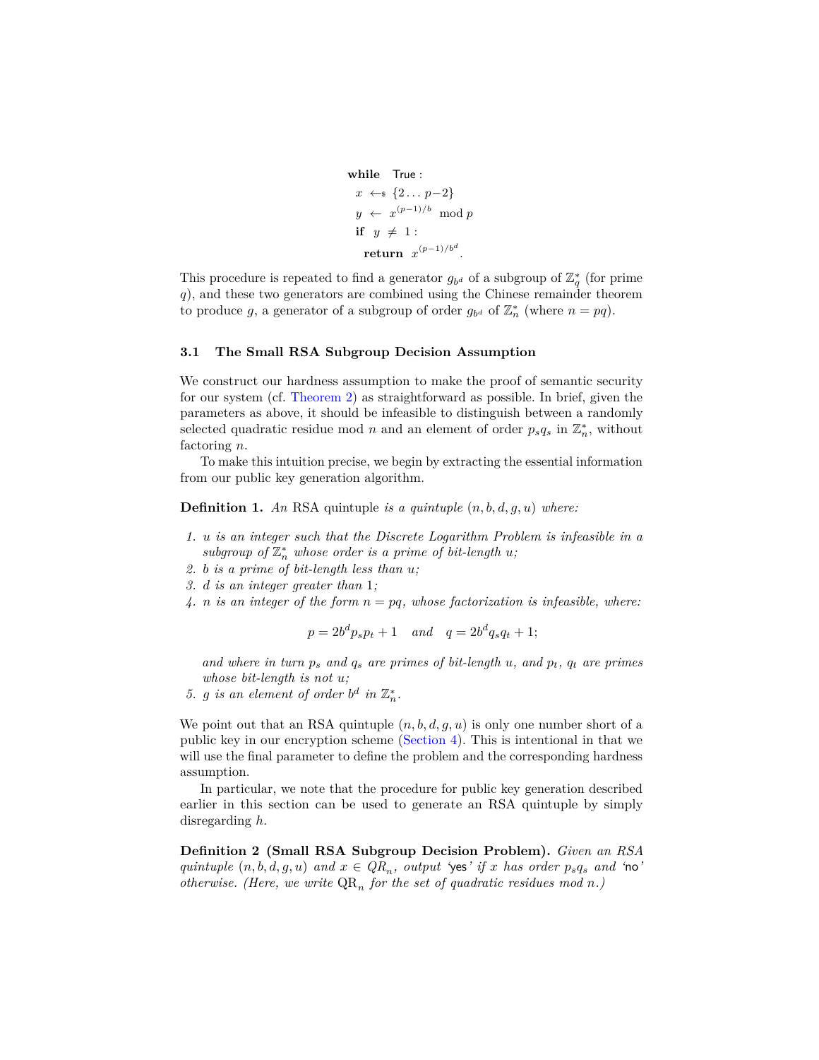```
while True :
  x ←$ {2 ... p−2}
  y ← x^((p−1)/b) mod p
  if y ≠ 1 :
    return x^((p−1)/b^d).
```

This procedure is repeated to find a generator $g_{b^d}$ of a subgroup of $\mathbb{Z}_q^*$ (for prime $q$), and these two generators are combined using the Chinese remainder theorem to produce $g$, a generator of a subgroup of order $g_{b^d}$ of $\mathbb{Z}_n^*$ (where $n = pq$).

### 3.1 The Small RSA Subgroup Decision Assumption

We construct our hardness assumption to make the proof of semantic security for our system (cf. Theorem 2) as straightforward as possible. In brief, given the parameters as above, it should be infeasible to distinguish between a randomly selected quadratic residue mod $n$ and an element of order $p_s q_s$ in $\mathbb{Z}_n^*$, without factoring $n$.

To make this intuition precise, we begin by extracting the essential information from our public key generation algorithm.

**Definition 1.** *An* RSA quintuple *is a quintuple $(n, b, d, g, u)$ where:*

1. *$u$ is an integer such that the Discrete Logarithm Problem is infeasible in a subgroup of $\mathbb{Z}_n^*$ whose order is a prime of bit-length $u$;*
2. *$b$ is a prime of bit-length less than $u$;*
3. *$d$ is an integer greater than 1;*
4. *$n$ is an integer of the form $n = pq$, whose factorization is infeasible, where:*

$$p = 2b^d p_s p_t + 1 \quad \text{and} \quad q = 2b^d q_s q_t + 1;$$

   *and where in turn $p_s$ and $q_s$ are primes of bit-length $u$, and $p_t$, $q_t$ are primes whose bit-length is not $u$;*
5. *$g$ is an element of order $b^d$ in $\mathbb{Z}_n^*$.*

We point out that an RSA quintuple $(n, b, d, g, u)$ is only one number short of a public key in our encryption scheme (Section 4). This is intentional in that we will use the final parameter to define the problem and the corresponding hardness assumption.

In particular, we note that the procedure for public key generation described earlier in this section can be used to generate an RSA quintuple by simply disregarding $h$.

**Definition 2 (Small RSA Subgroup Decision Problem).** *Given an RSA quintuple $(n, b, d, g, u)$ and $x \in QR_n$, output 'yes' if $x$ has order $p_s q_s$ and 'no' otherwise. (Here, we write $\mathrm{QR}_n$ for the set of quadratic residues mod $n$.)*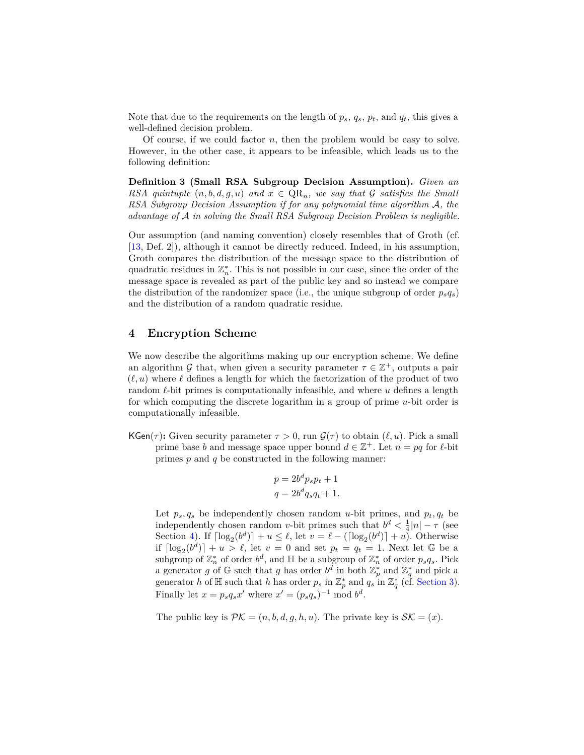Note that due to the requirements on the length of $p_s$, $q_s$, $p_t$, and $q_t$, this gives a well-defined decision problem.

Of course, if we could factor $n$, then the problem would be easy to solve. However, in the other case, it appears to be infeasible, which leads us to the following definition:

**Definition 3 (Small RSA Subgroup Decision Assumption).** *Given an RSA quintuple $(n, b, d, g, u)$ and $x \in \mathrm{QR}_n$, we say that $\mathcal{G}$ satisfies the Small RSA Subgroup Decision Assumption if for any polynomial time algorithm $\mathcal{A}$, the advantage of $\mathcal{A}$ in solving the Small RSA Subgroup Decision Problem is negligible.*

Our assumption (and naming convention) closely resembles that of Groth (cf. [13, Def. 2]), although it cannot be directly reduced. Indeed, in his assumption, Groth compares the distribution of the message space to the distribution of quadratic residues in $\mathbb{Z}_n^*$. This is not possible in our case, since the order of the message space is revealed as part of the public key and so instead we compare the distribution of the randomizer space (i.e., the unique subgroup of order $p_s q_s$) and the distribution of a random quadratic residue.

## 4 Encryption Scheme

We now describe the algorithms making up our encryption scheme. We define an algorithm $\mathcal{G}$ that, when given a security parameter $\tau \in \mathbb{Z}^+$, outputs a pair $(\ell, u)$ where $\ell$ defines a length for which the factorization of the product of two random $\ell$-bit primes is computationally infeasible, and where $u$ defines a length for which computing the discrete logarithm in a group of prime $u$-bit order is computationally infeasible.

$\mathsf{KGen}(\tau)$**:** Given security parameter $\tau > 0$, run $\mathcal{G}(\tau)$ to obtain $(\ell, u)$. Pick a small prime base $b$ and message space upper bound $d \in \mathbb{Z}^+$. Let $n = pq$ for $\ell$-bit primes $p$ and $q$ be constructed in the following manner:

$$p = 2b^d p_s p_t + 1$$
$$q = 2b^d q_s q_t + 1.$$

Let $p_s, q_s$ be independently chosen random $u$-bit primes, and $p_t, q_t$ be independently chosen random $v$-bit primes such that $b^d < \frac{1}{4}|n| - \tau$ (see Section 4). If $\lceil \log_2(b^d) \rceil + u \leq \ell$, let $v = \ell - (\lceil \log_2(b^d) \rceil + u)$. Otherwise if $\lceil \log_2(b^d) \rceil + u > \ell$, let $v = 0$ and set $p_t = q_t = 1$. Next let $\mathbb{G}$ be a subgroup of $\mathbb{Z}_n^*$ of order $b^d$, and $\mathbb{H}$ be a subgroup of $\mathbb{Z}_n^*$ of order $p_s q_s$. Pick a generator $g$ of $\mathbb{G}$ such that $g$ has order $b^d$ in both $\mathbb{Z}_p^*$ and $\mathbb{Z}_q^*$ and pick a generator $h$ of $\mathbb{H}$ such that $h$ has order $p_s$ in $\mathbb{Z}_p^*$ and $q_s$ in $\mathbb{Z}_q^*$ (cf. Section 3). Finally let $x = p_s q_s x'$ where $x' = (p_s q_s)^{-1} \bmod b^d$.

The public key is $\mathcal{PK} = (n, b, d, g, h, u)$. The private key is $\mathcal{SK} = (x)$.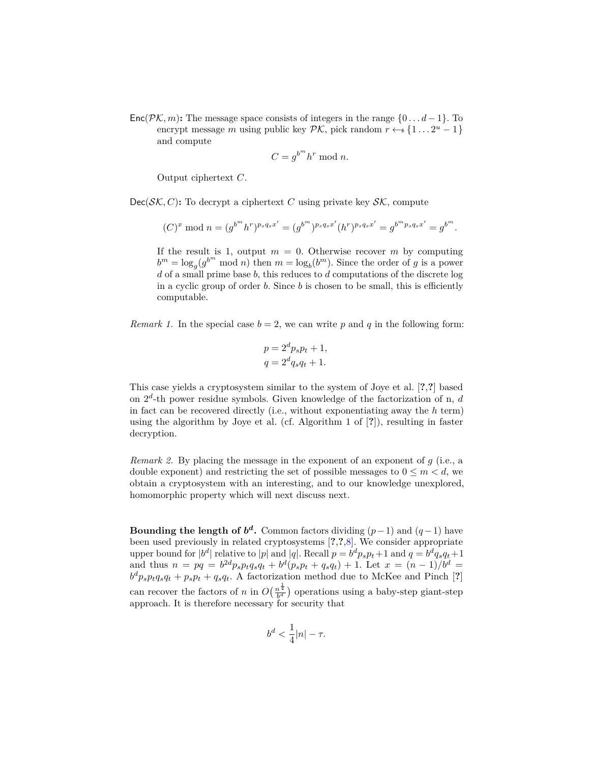**Enc**($\mathcal{PK}, m$)**:** The message space consists of integers in the range $\{0 \ldots d-1\}$. To encrypt message $m$ using public key $\mathcal{PK}$, pick random $r \leftarrow_\$ \{1 \ldots 2^u - 1\}$ and compute

$$C = g^{b^m} h^r \bmod n.$$

Output ciphertext $C$.

**Dec**($\mathcal{SK}, C$)**:** To decrypt a ciphertext $C$ using private key $\mathcal{SK}$, compute

$$(C)^x \bmod n = (g^{b^m} h^r)^{p_s q_s x'} = (g^{b^m})^{p_s q_s x'} (h^r)^{p_s q_s x'} = g^{b^m p_s q_s x'} = g^{b^m}.$$

If the result is 1, output $m = 0$. Otherwise recover $m$ by computing $b^m = \log_g(g^{b^m} \bmod n)$ then $m = \log_b(b^m)$. Since the order of $g$ is a power $d$ of a small prime base $b$, this reduces to $d$ computations of the discrete log in a cyclic group of order $b$. Since $b$ is chosen to be small, this is efficiently computable.

*Remark 1.* In the special case $b = 2$, we can write $p$ and $q$ in the following form:

$$p = 2^d p_s p_t + 1,$$
$$q = 2^d q_s q_t + 1.$$

This case yields a cryptosystem similar to the system of Joye et al. [?,?] based on $2^d$-th power residue symbols. Given knowledge of the factorization of n, $d$ in fact can be recovered directly (i.e., without exponentiating away the $h$ term) using the algorithm by Joye et al. (cf. Algorithm 1 of [?]), resulting in faster decryption.

*Remark 2.* By placing the message in the exponent of an exponent of $g$ (i.e., a double exponent) and restricting the set of possible messages to $0 \le m < d$, we obtain a cryptosystem with an interesting, and to our knowledge unexplored, homomorphic property which will next discuss next.

**Bounding the length of $b^d$.** Common factors dividing $(p-1)$ and $(q-1)$ have been used previously in related cryptosystems [?,?,8]. We consider appropriate upper bound for $|b^d|$ relative to $|p|$ and $|q|$. Recall $p = b^d p_s p_t + 1$ and $q = b^d q_s q_t + 1$ and thus $n = pq = b^{2d} p_s p_t q_s q_t + b^d (p_s p_t + q_s q_t) + 1$. Let $x = (n-1)/b^d = b^d p_s p_t q_s q_t + p_s p_t + q_s q_t$. A factorization method due to McKee and Pinch [?] can recover the factors of $n$ in $O\big(\frac{n^{\frac{1}{4}}}{b^d}\big)$ operations using a baby-step giant-step approach. It is therefore necessary for security that

$$b^d < \frac{1}{4}|n| - \tau.$$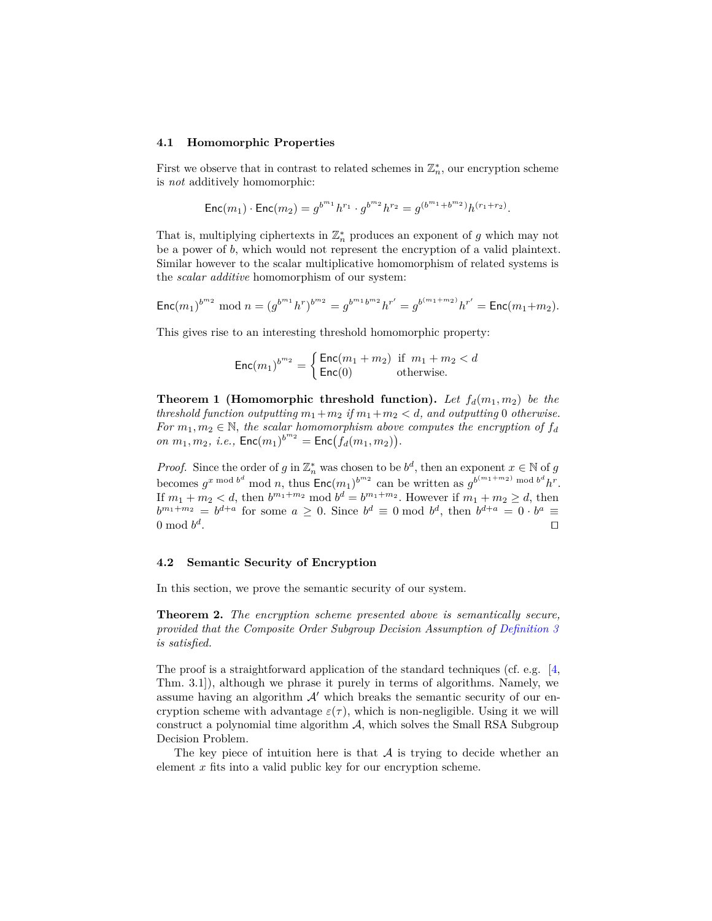### 4.1 Homomorphic Properties

First we observe that in contrast to related schemes in $\mathbb{Z}_n^*$, our encryption scheme is *not* additively homomorphic:

$$\mathsf{Enc}(m_1) \cdot \mathsf{Enc}(m_2) = g^{b^{m_1}} h^{r_1} \cdot g^{b^{m_2}} h^{r_2} = g^{(b^{m_1}+b^{m_2})} h^{(r_1+r_2)}.$$

That is, multiplying ciphertexts in $\mathbb{Z}_n^*$ produces an exponent of $g$ which may not be a power of $b$, which would not represent the encryption of a valid plaintext. Similar however to the scalar multiplicative homomorphism of related systems is the *scalar additive* homomorphism of our system:

$$\mathsf{Enc}(m_1)^{b^{m_2}} \bmod n = (g^{b^{m_1}} h^r)^{b^{m_2}} = g^{b^{m_1} b^{m_2}} h^{r'} = g^{b^{(m_1+m_2)}} h^{r'} = \mathsf{Enc}(m_1+m_2).$$

This gives rise to an interesting threshold homomorphic property:

$$\mathsf{Enc}(m_1)^{b^{m_2}} = \begin{cases} \mathsf{Enc}(m_1+m_2) & \text{if } m_1+m_2 < d \\ \mathsf{Enc}(0) & \text{otherwise.} \end{cases}$$

**Theorem 1 (Homomorphic threshold function).** *Let $f_d(m_1, m_2)$ be the threshold function outputting $m_1+m_2$ if $m_1+m_2 < d$, and outputting $0$ otherwise. For $m_1, m_2 \in \mathbb{N}$, the scalar homomorphism above computes the encryption of $f_d$ on $m_1, m_2$, i.e., $\mathsf{Enc}(m_1)^{b^{m_2}} = \mathsf{Enc}\big(f_d(m_1, m_2)\big)$.*

*Proof.* Since the order of $g$ in $\mathbb{Z}_n^*$ was chosen to be $b^d$, then an exponent $x \in \mathbb{N}$ of $g$ becomes $g^{x \bmod b^d} \bmod n$, thus $\mathsf{Enc}(m_1)^{b^{m_2}}$ can be written as $g^{b^{(m_1+m_2)} \bmod b^d} h^r$. If $m_1+m_2 < d$, then $b^{m_1+m_2} \bmod b^d = b^{m_1+m_2}$. However if $m_1+m_2 \geq d$, then $b^{m_1+m_2} = b^{d+a}$ for some $a \geq 0$. Since $b^d \equiv 0 \bmod b^d$, then $b^{d+a} = 0 \cdot b^a \equiv 0 \bmod b^d$. □

### 4.2 Semantic Security of Encryption

In this section, we prove the semantic security of our system.

**Theorem 2.** *The encryption scheme presented above is semantically secure, provided that the Composite Order Subgroup Decision Assumption of Definition 3 is satisfied.*

The proof is a straightforward application of the standard techniques (cf. e.g. [4, Thm. 3.1]), although we phrase it purely in terms of algorithms. Namely, we assume having an algorithm $\mathcal{A}'$ which breaks the semantic security of our encryption scheme with advantage $\varepsilon(\tau)$, which is non-negligible. Using it we will construct a polynomial time algorithm $\mathcal{A}$, which solves the Small RSA Subgroup Decision Problem.

The key piece of intuition here is that $\mathcal{A}$ is trying to decide whether an element $x$ fits into a valid public key for our encryption scheme.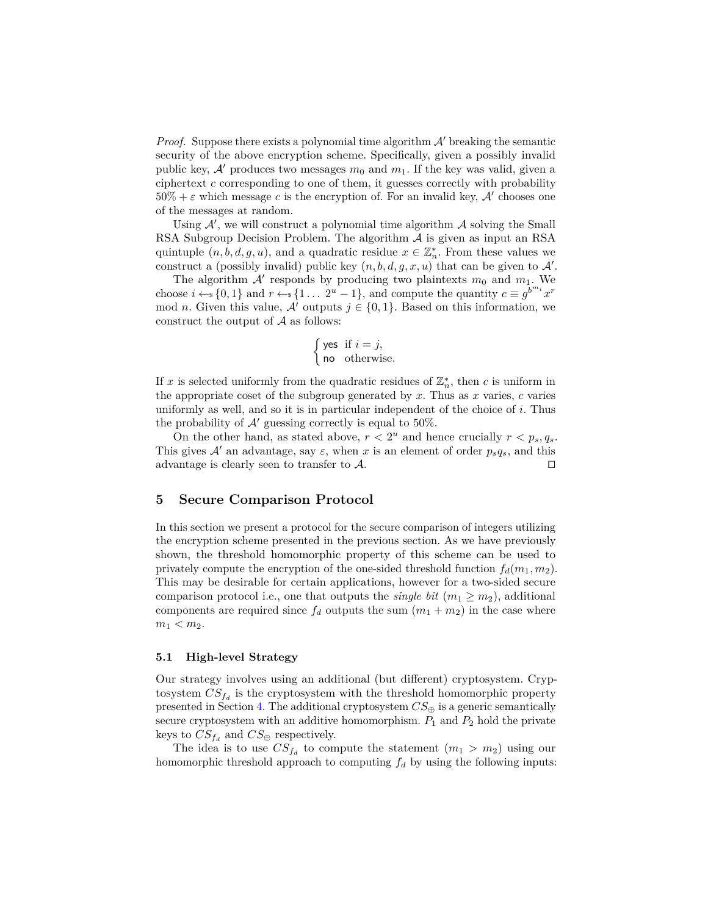*Proof.* Suppose there exists a polynomial time algorithm $\mathcal{A}'$ breaking the semantic security of the above encryption scheme. Specifically, given a possibly invalid public key, $\mathcal{A}'$ produces two messages $m_0$ and $m_1$. If the key was valid, given a ciphertext $c$ corresponding to one of them, it guesses correctly with probability $50\% + \varepsilon$ which message $c$ is the encryption of. For an invalid key, $\mathcal{A}'$ chooses one of the messages at random.

Using $\mathcal{A}'$, we will construct a polynomial time algorithm $\mathcal{A}$ solving the Small RSA Subgroup Decision Problem. The algorithm $\mathcal{A}$ is given as input an RSA quintuple $(n, b, d, g, u)$, and a quadratic residue $x \in \mathbb{Z}_n^*$. From these values we construct a (possibly invalid) public key $(n, b, d, g, x, u)$ that can be given to $\mathcal{A}'$.

The algorithm $\mathcal{A}'$ responds by producing two plaintexts $m_0$ and $m_1$. We choose $i \leftarrow_\$ \{0, 1\}$ and $r \leftarrow_\$ \{1 \ldots\ 2^u - 1\}$, and compute the quantity $c \equiv g^{b^{m_i}} x^r \bmod n$. Given this value, $\mathcal{A}'$ outputs $j \in \{0, 1\}$. Based on this information, we construct the output of $\mathcal{A}$ as follows:

$$\begin{cases} \mathsf{yes} & \text{if } i = j, \\ \mathsf{no} & \text{otherwise.} \end{cases}$$

If $x$ is selected uniformly from the quadratic residues of $\mathbb{Z}_n^*$, then $c$ is uniform in the appropriate coset of the subgroup generated by $x$. Thus as $x$ varies, $c$ varies uniformly as well, and so it is in particular independent of the choice of $i$. Thus the probability of $\mathcal{A}'$ guessing correctly is equal to 50%.

On the other hand, as stated above, $r < 2^u$ and hence crucially $r < p_s, q_s$. This gives $\mathcal{A}'$ an advantage, say $\varepsilon$, when $x$ is an element of order $p_s q_s$, and this advantage is clearly seen to transfer to $\mathcal{A}$. ◻

## 5 Secure Comparison Protocol

In this section we present a protocol for the secure comparison of integers utilizing the encryption scheme presented in the previous section. As we have previously shown, the threshold homomorphic property of this scheme can be used to privately compute the encryption of the one-sided threshold function $f_d(m_1, m_2)$. This may be desirable for certain applications, however for a two-sided secure comparison protocol i.e., one that outputs the *single bit* $(m_1 \geq m_2)$, additional components are required since $f_d$ outputs the sum $(m_1 + m_2)$ in the case where $m_1 < m_2$.

### 5.1 High-level Strategy

Our strategy involves using an additional (but different) cryptosystem. Cryptosystem $CS_{f_d}$ is the cryptosystem with the threshold homomorphic property presented in Section 4. The additional cryptosystem $CS_{\oplus}$ is a generic semantically secure cryptosystem with an additive homomorphism. $P_1$ and $P_2$ hold the private keys to $CS_{f_d}$ and $CS_{\oplus}$ respectively.

The idea is to use $CS_{f_d}$ to compute the statement $(m_1 > m_2)$ using our homomorphic threshold approach to computing $f_d$ by using the following inputs: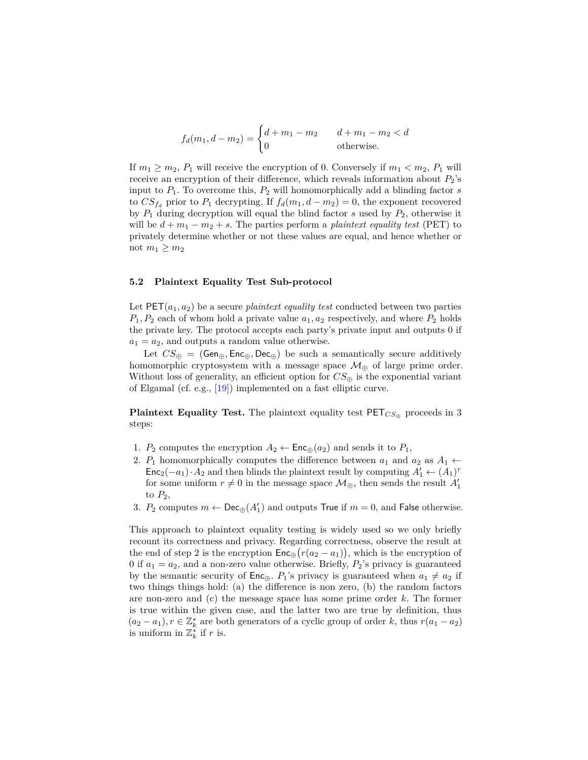$$f_d(m_1, d - m_2) = \begin{cases} d + m_1 - m_2 & d + m_1 - m_2 < d \\ 0 & \text{otherwise.} \end{cases}$$

If $m_1 \geq m_2$, $P_1$ will receive the encryption of 0. Conversely if $m_1 < m_2$, $P_1$ will receive an encryption of their difference, which reveals information about $P_2$'s input to $P_1$. To overcome this, $P_2$ will homomorphically add a blinding factor $s$ to $CS_{f_d}$ prior to $P_1$ decrypting. If $f_d(m_1, d - m_2) = 0$, the exponent recovered by $P_1$ during decryption will equal the blind factor $s$ used by $P_2$, otherwise it will be $d + m_1 - m_2 + s$. The parties perform a *plaintext equality test* (PET) to privately determine whether or not these values are equal, and hence whether or not $m_1 \geq m_2$

### 5.2 Plaintext Equality Test Sub-protocol

Let $\mathsf{PET}(a_1, a_2)$ be a secure *plaintext equality test* conducted between two parties $P_1, P_2$ each of whom hold a private value $a_1, a_2$ respectively, and where $P_2$ holds the private key. The protocol accepts each party's private input and outputs 0 if $a_1 = a_2$, and outputs a random value otherwise.

Let $CS_\oplus = (\mathsf{Gen}_\oplus, \mathsf{Enc}_\oplus, \mathsf{Dec}_\oplus)$ be such a semantically secure additively homomorphic cryptosystem with a message space $\mathcal{M}_\oplus$ of large prime order. Without loss of generality, an efficient option for $CS_\oplus$ is the exponential variant of Elgamal (cf. e.g., [19]) implemented on a fast elliptic curve.

**Plaintext Equality Test.** The plaintext equality test $\mathsf{PET}_{CS_\oplus}$ proceeds in 3 steps:

1. $P_2$ computes the encryption $A_2 \leftarrow \mathsf{Enc}_\oplus(a_2)$ and sends it to $P_1$,
2. $P_1$ homomorphically computes the difference between $a_1$ and $a_2$ as $A_1 \leftarrow \mathsf{Enc}_2(-a_1) \cdot A_2$ and then blinds the plaintext result by computing $A_1' \leftarrow (A_1)^r$ for some uniform $r \neq 0$ in the message space $\mathcal{M}_\oplus$, then sends the result $A_1'$ to $P_2$,
3. $P_2$ computes $m \leftarrow \mathsf{Dec}_\oplus(A_1')$ and outputs $\mathsf{True}$ if $m = 0$, and $\mathsf{False}$ otherwise.

This approach to plaintext equality testing is widely used so we only briefly recount its correctness and privacy. Regarding correctness, observe the result at the end of step 2 is the encryption $\mathsf{Enc}_\oplus\big(r(a_2 - a_1)\big)$, which is the encryption of 0 if $a_1 = a_2$, and a non-zero value otherwise. Briefly, $P_2$'s privacy is guaranteed by the semantic security of $\mathsf{Enc}_\oplus$. $P_1$'s privacy is guaranteed when $a_1 \neq a_2$ if two things things hold: (a) the difference is non zero, (b) the random factors are non-zero and (c) the message space has some prime order $k$. The former is true within the given case, and the latter two are true by definition, thus $(a_2 - a_1), r \in \mathbb{Z}_k^*$ are both generators of a cyclic group of order $k$, thus $r(a_1 - a_2)$ is uniform in $\mathbb{Z}_k^*$ if $r$ is.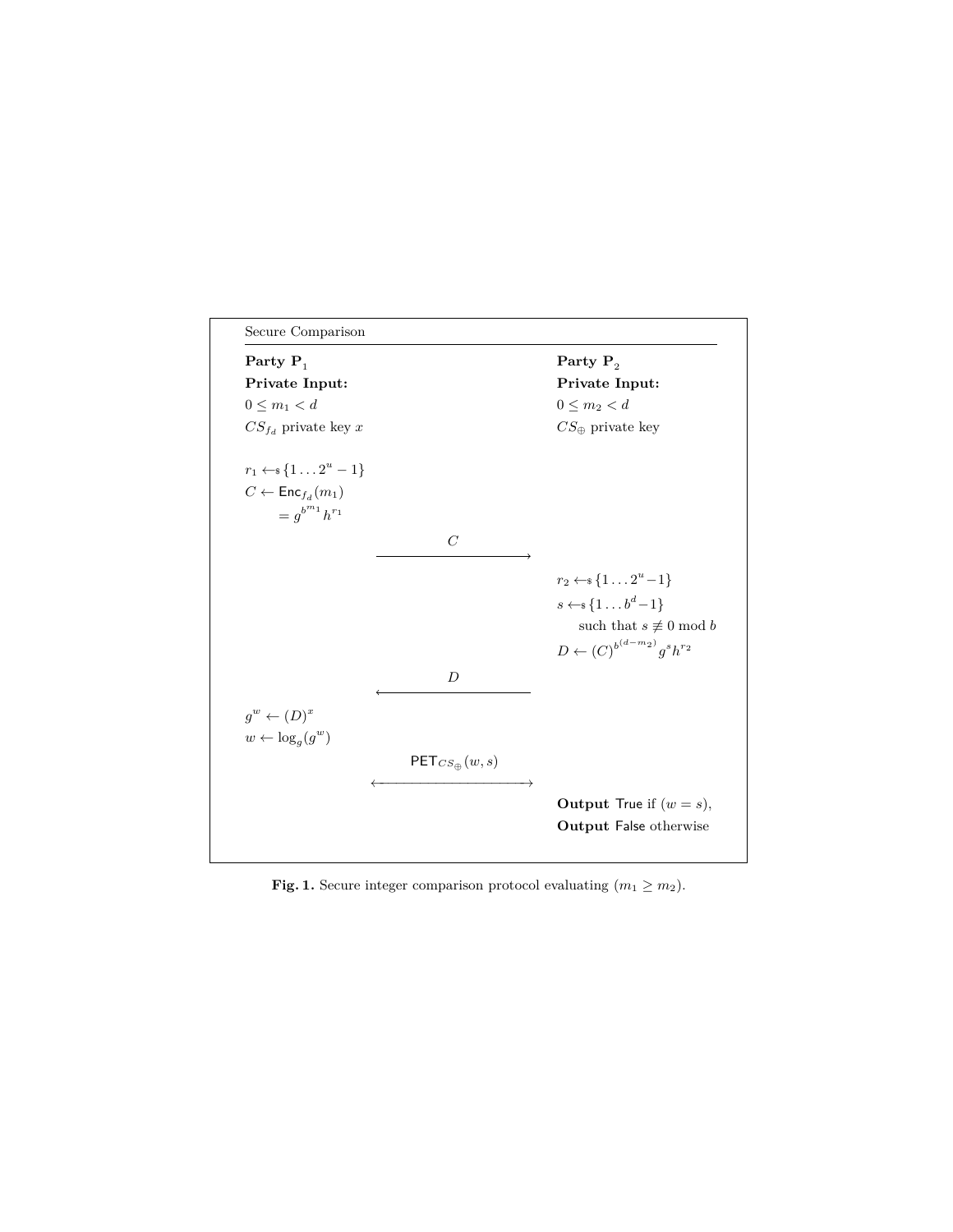**Secure Comparison**

| **Party $\mathbf{P}_1$** | | **Party $\mathbf{P}_2$** |
|---|---|---|
| **Private Input:** | | **Private Input:** |
| $0 \le m_1 < d$ | | $0 \le m_2 < d$ |
| $CS_{f_d}$ private key $x$ | | $CS_{\oplus}$ private key |
| $r_1 \leftarrow_\$ \{1 \dots 2^u - 1\}$ | | |
| $C \leftarrow \mathsf{Enc}_{f_d}(m_1)$ | | |
| $\quad = g^{b^{m_1}} h^{r_1}$ | | |
| | $\xrightarrow{\quad C \quad}$ | |
| | | $r_2 \leftarrow_\$ \{1 \dots 2^u - 1\}$ |
| | | $s \leftarrow_\$ \{1 \dots b^d - 1\}$ |
| | | $\quad$ such that $s \not\equiv 0 \bmod b$ |
| | | $D \leftarrow (C)^{b^{(d-m_2)}} g^s h^{r_2}$ |
| | $\xleftarrow{\quad D \quad}$ | |
| $g^w \leftarrow (D)^x$ | | |
| $w \leftarrow \log_g(g^w)$ | | |
| | $\xleftrightarrow{\mathsf{PET}_{CS_{\oplus}}(w, s)}$ | |
| | | **Output** True if $(w = s)$, |
| | | **Output** False otherwise |

**Fig. 1.** Secure integer comparison protocol evaluating $(m_1 \ge m_2)$.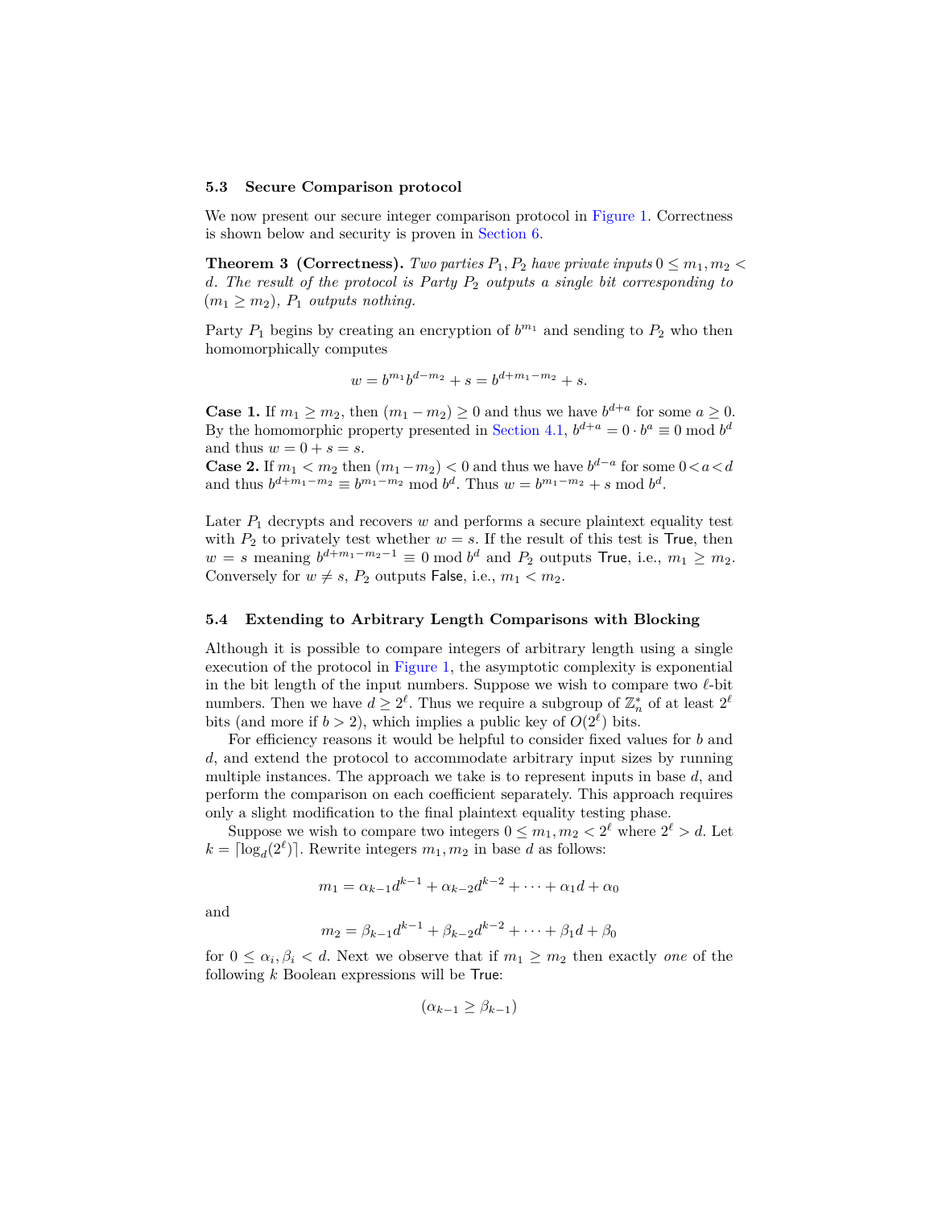### 5.3 Secure Comparison protocol

We now present our secure integer comparison protocol in Figure 1. Correctness is shown below and security is proven in Section 6.

**Theorem 3 (Correctness).** *Two parties $P_1, P_2$ have private inputs $0 \leq m_1, m_2 < d$. The result of the protocol is Party $P_2$ outputs a single bit corresponding to $(m_1 \geq m_2)$, $P_1$ outputs nothing.*

Party $P_1$ begins by creating an encryption of $b^{m_1}$ and sending to $P_2$ who then homomorphically computes

$$w = b^{m_1} b^{d-m_2} + s = b^{d+m_1-m_2} + s.$$

**Case 1.** If $m_1 \geq m_2$, then $(m_1 - m_2) \geq 0$ and thus we have $b^{d+a}$ for some $a \geq 0$. By the homomorphic property presented in Section 4.1, $b^{d+a} = 0 \cdot b^a \equiv 0 \bmod b^d$ and thus $w = 0 + s = s$.

**Case 2.** If $m_1 < m_2$ then $(m_1 - m_2) < 0$ and thus we have $b^{d-a}$ for some $0 < a < d$ and thus $b^{d+m_1-m_2} \equiv b^{m_1-m_2} \bmod b^d$. Thus $w = b^{m_1-m_2} + s \bmod b^d$.

Later $P_1$ decrypts and recovers $w$ and performs a secure plaintext equality test with $P_2$ to privately test whether $w = s$. If the result of this test is True, then $w = s$ meaning $b^{d+m_1-m_2-1} \equiv 0 \bmod b^d$ and $P_2$ outputs True, i.e., $m_1 \geq m_2$. Conversely for $w \neq s$, $P_2$ outputs False, i.e., $m_1 < m_2$.

### 5.4 Extending to Arbitrary Length Comparisons with Blocking

Although it is possible to compare integers of arbitrary length using a single execution of the protocol in Figure 1, the asymptotic complexity is exponential in the bit length of the input numbers. Suppose we wish to compare two $\ell$-bit numbers. Then we have $d \geq 2^\ell$. Thus we require a subgroup of $\mathbb{Z}_n^*$ of at least $2^\ell$ bits (and more if $b > 2$), which implies a public key of $O(2^\ell)$ bits.

For efficiency reasons it would be helpful to consider fixed values for $b$ and $d$, and extend the protocol to accommodate arbitrary input sizes by running multiple instances. The approach we take is to represent inputs in base $d$, and perform the comparison on each coefficient separately. This approach requires only a slight modification to the final plaintext equality testing phase.

Suppose we wish to compare two integers $0 \leq m_1, m_2 < 2^\ell$ where $2^\ell > d$. Let $k = \lceil \log_d(2^\ell) \rceil$. Rewrite integers $m_1, m_2$ in base $d$ as follows:

$$m_1 = \alpha_{k-1} d^{k-1} + \alpha_{k-2} d^{k-2} + \cdots + \alpha_1 d + \alpha_0$$

and

$$m_2 = \beta_{k-1} d^{k-1} + \beta_{k-2} d^{k-2} + \cdots + \beta_1 d + \beta_0$$

for $0 \leq \alpha_i, \beta_i < d$. Next we observe that if $m_1 \geq m_2$ then exactly *one* of the following $k$ Boolean expressions will be True:

$$(\alpha_{k-1} \geq \beta_{k-1})$$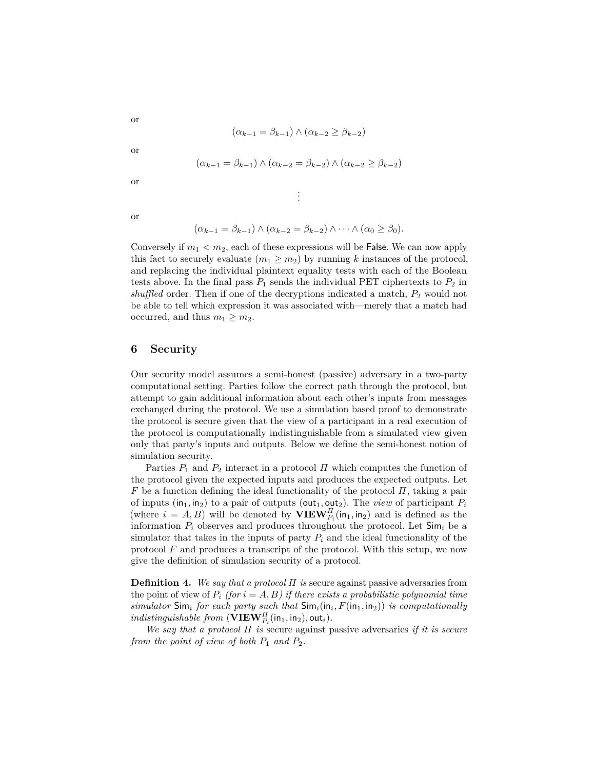or

$$(\alpha_{k-1} = \beta_{k-1}) \wedge (\alpha_{k-2} \geq \beta_{k-2})$$

or

$$(\alpha_{k-1} = \beta_{k-1}) \wedge (\alpha_{k-2} = \beta_{k-2}) \wedge (\alpha_{k-2} \geq \beta_{k-2})$$

or

$$\vdots$$

or

$$(\alpha_{k-1} = \beta_{k-1}) \wedge (\alpha_{k-2} = \beta_{k-2}) \wedge \cdots \wedge (\alpha_0 \geq \beta_0).$$

Conversely if $m_1 < m_2$, each of these expressions will be False. We can now apply this fact to securely evaluate $(m_1 \geq m_2)$ by running $k$ instances of the protocol, and replacing the individual plaintext equality tests with each of the Boolean tests above. In the final pass $P_1$ sends the individual PET ciphertexts to $P_2$ in *shuffled* order. Then if one of the decryptions indicated a match, $P_2$ would not be able to tell which expression it was associated with—merely that a match had occurred, and thus $m_1 \geq m_2$.

## 6 Security

Our security model assumes a semi-honest (passive) adversary in a two-party computational setting. Parties follow the correct path through the protocol, but attempt to gain additional information about each other's inputs from messages exchanged during the protocol. We use a simulation based proof to demonstrate the protocol is secure given that the view of a participant in a real execution of the protocol is computationally indistinguishable from a simulated view given only that party's inputs and outputs. Below we define the semi-honest notion of simulation security.

Parties $P_1$ and $P_2$ interact in a protocol $\Pi$ which computes the function of the protocol given the expected inputs and produces the expected outputs. Let $F$ be a function defining the ideal functionality of the protocol $\Pi$, taking a pair of inputs $(\mathsf{in}_1, \mathsf{in}_2)$ to a pair of outputs $(\mathsf{out}_1, \mathsf{out}_2)$. The *view* of participant $P_i$ (where $i = A, B$) will be denoted by $\mathbf{VIEW}^{\Pi}_{P_i}(\mathsf{in}_1, \mathsf{in}_2)$ and is defined as the information $P_i$ observes and produces throughout the protocol. Let $\mathsf{Sim}_i$ be a simulator that takes in the inputs of party $P_i$ and the ideal functionality of the protocol $F$ and produces a transcript of the protocol. With this setup, we now give the definition of simulation security of a protocol.

**Definition 4.** *We say that a protocol $\Pi$ is* secure against passive adversaries from the point of view of $P_i$ *(for $i = A, B$) if there exists a probabilistic polynomial time simulator $\mathsf{Sim}_i$ for each party such that $\mathsf{Sim}_i(\mathsf{in}_i, F(\mathsf{in}_1, \mathsf{in}_2))$ is computationally indistinguishable from $(\mathbf{VIEW}^{\Pi}_{P_i}(\mathsf{in}_1, \mathsf{in}_2), \mathsf{out}_i)$.*

*We say that a protocol $\Pi$ is* secure against passive adversaries *if it is secure from the point of view of both $P_1$ and $P_2$.*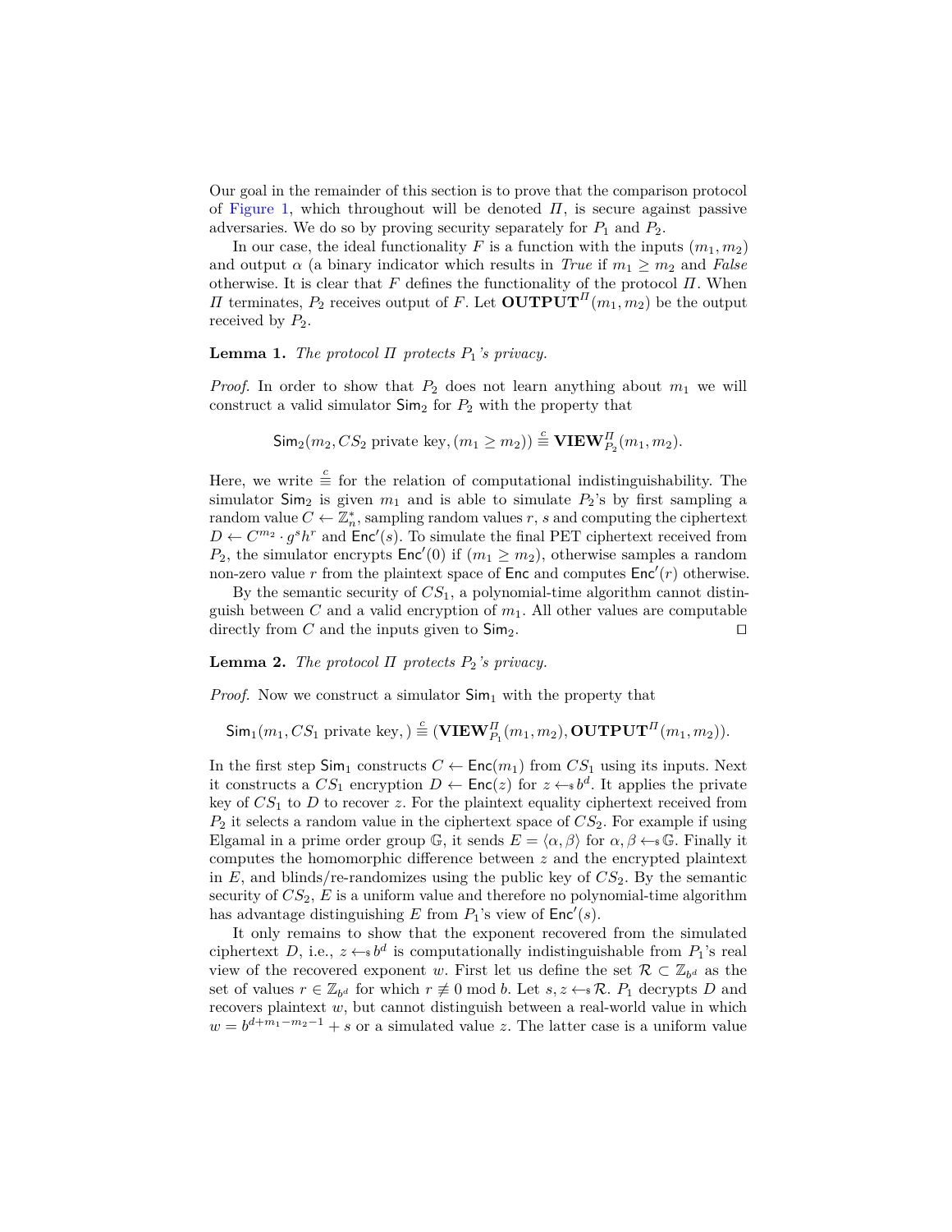Our goal in the remainder of this section is to prove that the comparison protocol of Figure 1, which throughout will be denoted $\Pi$, is secure against passive adversaries. We do so by proving security separately for $P_1$ and $P_2$.

In our case, the ideal functionality $F$ is a function with the inputs $(m_1, m_2)$ and output $\alpha$ (a binary indicator which results in *True* if $m_1 \geq m_2$ and *False* otherwise. It is clear that $F$ defines the functionality of the protocol $\Pi$. When $\Pi$ terminates, $P_2$ receives output of $F$. Let $\mathbf{OUTPUT}^{\Pi}(m_1, m_2)$ be the output received by $P_2$.

**Lemma 1.** *The protocol $\Pi$ protects $P_1$'s privacy.*

*Proof.* In order to show that $P_2$ does not learn anything about $m_1$ we will construct a valid simulator $\mathsf{Sim}_2$ for $P_2$ with the property that

$$\mathsf{Sim}_2(m_2, CS_2 \text{ private key}, (m_1 \geq m_2)) \stackrel{c}{\equiv} \mathbf{VIEW}^{\Pi}_{P_2}(m_1, m_2).$$

Here, we write $\stackrel{c}{\equiv}$ for the relation of computational indistinguishability. The simulator $\mathsf{Sim}_2$ is given $m_1$ and is able to simulate $P_2$'s by first sampling a random value $C \leftarrow \mathbb{Z}_n^*$, sampling random values $r$, $s$ and computing the ciphertext $D \leftarrow C^{m_2} \cdot g^s h^r$ and $\mathsf{Enc}'(s)$. To simulate the final PET ciphertext received from $P_2$, the simulator encrypts $\mathsf{Enc}'(0)$ if $(m_1 \geq m_2)$, otherwise samples a random non-zero value $r$ from the plaintext space of $\mathsf{Enc}$ and computes $\mathsf{Enc}'(r)$ otherwise.

By the semantic security of $CS_1$, a polynomial-time algorithm cannot distinguish between $C$ and a valid encryption of $m_1$. All other values are computable directly from $C$ and the inputs given to $\mathsf{Sim}_2$. ◻

**Lemma 2.** *The protocol $\Pi$ protects $P_2$'s privacy.*

*Proof.* Now we construct a simulator $\mathsf{Sim}_1$ with the property that

$$\mathsf{Sim}_1(m_1, CS_1 \text{ private key}, ) \stackrel{c}{\equiv} (\mathbf{VIEW}^{\Pi}_{P_1}(m_1, m_2), \mathbf{OUTPUT}^{\Pi}(m_1, m_2)).$$

In the first step $\mathsf{Sim}_1$ constructs $C \leftarrow \mathsf{Enc}(m_1)$ from $CS_1$ using its inputs. Next it constructs a $CS_1$ encryption $D \leftarrow \mathsf{Enc}(z)$ for $z \leftarrow_{\$} b^d$. It applies the private key of $CS_1$ to $D$ to recover $z$. For the plaintext equality ciphertext received from $P_2$ it selects a random value in the ciphertext space of $CS_2$. For example if using Elgamal in a prime order group $\mathbb{G}$, it sends $E = \langle \alpha, \beta \rangle$ for $\alpha, \beta \leftarrow_{\$} \mathbb{G}$. Finally it computes the homomorphic difference between $z$ and the encrypted plaintext in $E$, and blinds/re-randomizes using the public key of $CS_2$. By the semantic security of $CS_2$, $E$ is a uniform value and therefore no polynomial-time algorithm has advantage distinguishing $E$ from $P_1$'s view of $\mathsf{Enc}'(s)$.

It only remains to show that the exponent recovered from the simulated ciphertext $D$, i.e., $z \leftarrow_{\$} b^d$ is computationally indistinguishable from $P_1$'s real view of the recovered exponent $w$. First let us define the set $\mathcal{R} \subset \mathbb{Z}_{b^d}$ as the set of values $r \in \mathbb{Z}_{b^d}$ for which $r \not\equiv 0 \bmod b$. Let $s, z \leftarrow_{\$} \mathcal{R}$. $P_1$ decrypts $D$ and recovers plaintext $w$, but cannot distinguish between a real-world value in which $w = b^{d+m_1-m_2-1} + s$ or a simulated value $z$. The latter case is a uniform value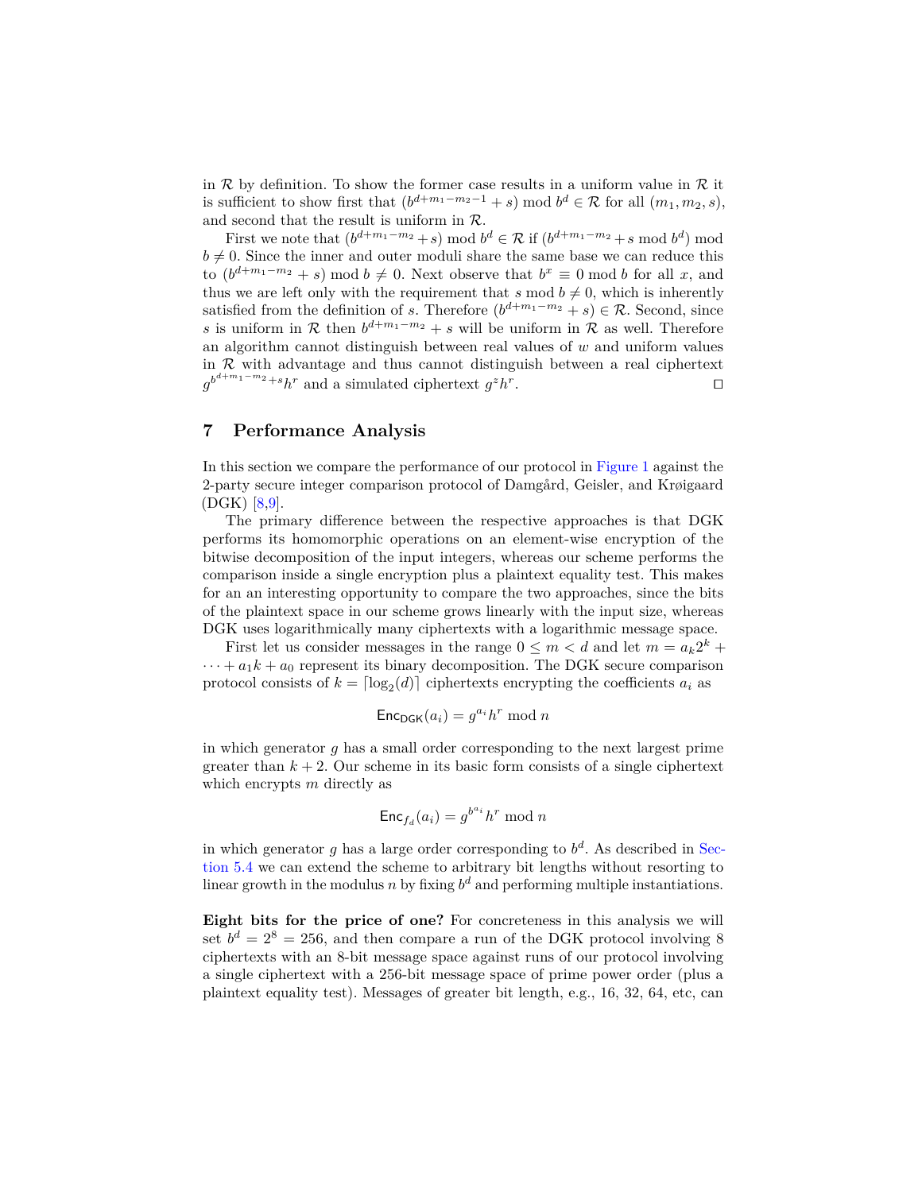in $\mathcal{R}$ by definition. To show the former case results in a uniform value in $\mathcal{R}$ it is sufficient to show first that $(b^{d+m_1-m_2-1}+s) \bmod b^d \in \mathcal{R}$ for all $(m_1, m_2, s)$, and second that the result is uniform in $\mathcal{R}$.

First we note that $(b^{d+m_1-m_2}+s) \bmod b^d \in \mathcal{R}$ if $(b^{d+m_1-m_2}+s \bmod b^d) \bmod b \neq 0$. Since the inner and outer moduli share the same base we can reduce this to $(b^{d+m_1-m_2}+s) \bmod b \neq 0$. Next observe that $b^x \equiv 0 \bmod b$ for all $x$, and thus we are left only with the requirement that $s \bmod b \neq 0$, which is inherently satisfied from the definition of $s$. Therefore $(b^{d+m_1-m_2}+s) \in \mathcal{R}$. Second, since $s$ is uniform in $\mathcal{R}$ then $b^{d+m_1-m_2}+s$ will be uniform in $\mathcal{R}$ as well. Therefore an algorithm cannot distinguish between real values of $w$ and uniform values in $\mathcal{R}$ with advantage and thus cannot distinguish between a real ciphertext $g^{b^{d+m_1-m_2}+s}h^r$ and a simulated ciphertext $g^z h^r$. □

## 7 Performance Analysis

In this section we compare the performance of our protocol in Figure 1 against the 2-party secure integer comparison protocol of Damgård, Geisler, and Krøigaard (DGK) [8,9].

The primary difference between the respective approaches is that DGK performs its homomorphic operations on an element-wise encryption of the bitwise decomposition of the input integers, whereas our scheme performs the comparison inside a single encryption plus a plaintext equality test. This makes for an an interesting opportunity to compare the two approaches, since the bits of the plaintext space in our scheme grows linearly with the input size, whereas DGK uses logarithmically many ciphertexts with a logarithmic message space.

First let us consider messages in the range $0 \leq m < d$ and let $m = a_k 2^k + \cdots + a_1 k + a_0$ represent its binary decomposition. The DGK secure comparison protocol consists of $k = \lceil \log_2(d) \rceil$ ciphertexts encrypting the coefficients $a_i$ as

$$\mathsf{Enc}_{\mathsf{DGK}}(a_i) = g^{a_i} h^r \bmod n$$

in which generator $g$ has a small order corresponding to the next largest prime greater than $k+2$. Our scheme in its basic form consists of a single ciphertext which encrypts $m$ directly as

$$\mathsf{Enc}_{f_d}(a_i) = g^{b^{a_i}} h^r \bmod n$$

in which generator $g$ has a large order corresponding to $b^d$. As described in Section 5.4 we can extend the scheme to arbitrary bit lengths without resorting to linear growth in the modulus $n$ by fixing $b^d$ and performing multiple instantiations.

**Eight bits for the price of one?** For concreteness in this analysis we will set $b^d = 2^8 = 256$, and then compare a run of the DGK protocol involving 8 ciphertexts with an 8-bit message space against runs of our protocol involving a single ciphertext with a 256-bit message space of prime power order (plus a plaintext equality test). Messages of greater bit length, e.g., 16, 32, 64, etc, can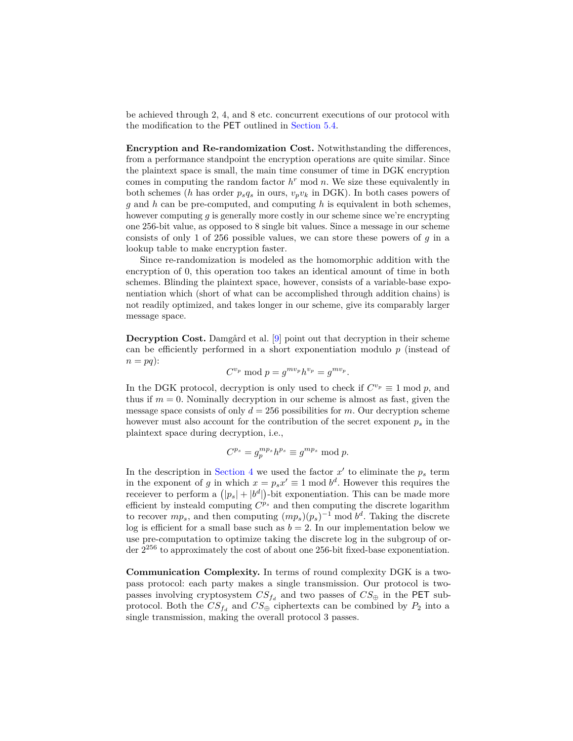be achieved through 2, 4, and 8 etc. concurrent executions of our protocol with the modification to the PET outlined in Section 5.4.

**Encryption and Re-randomization Cost.** Notwithstanding the differences, from a performance standpoint the encryption operations are quite similar. Since the plaintext space is small, the main time consumer of time in DGK encryption comes in computing the random factor $h^r \bmod n$. We size these equivalently in both schemes ($h$ has order $p_s q_s$ in ours, $v_p v_k$ in DGK). In both cases powers of $g$ and $h$ can be pre-computed, and computing $h$ is equivalent in both schemes, however computing $g$ is generally more costly in our scheme since we're encrypting one 256-bit value, as opposed to 8 single bit values. Since a message in our scheme consists of only 1 of 256 possible values, we can store these powers of $g$ in a lookup table to make encryption faster.

Since re-randomization is modeled as the homomorphic addition with the encryption of 0, this operation too takes an identical amount of time in both schemes. Blinding the plaintext space, however, consists of a variable-base exponentiation which (short of what can be accomplished through addition chains) is not readily optimized, and takes longer in our scheme, give its comparably larger message space.

**Decryption Cost.** Damgård et al. [9] point out that decryption in their scheme can be efficiently performed in a short exponentiation modulo $p$ (instead of $n = pq$):

$$C^{v_p} \bmod p = g^{mv_p} h^{v_p} = g^{mv_p}.$$

In the DGK protocol, decryption is only used to check if $C^{v_p} \equiv 1 \bmod p$, and thus if $m = 0$. Nominally decryption in our scheme is almost as fast, given the message space consists of only $d = 256$ possibilities for $m$. Our decryption scheme however must also account for the contribution of the secret exponent $p_s$ in the plaintext space during decryption, i.e.,

$$C^{p_s} = g_p^{mp_s} h^{p_s} \equiv g^{mp_s} \bmod p.$$

In the description in Section 4 we used the factor $x'$ to eliminate the $p_s$ term in the exponent of $g$ in which $x = p_s x' \equiv 1 \bmod b^d$. However this requires the receiever to perform a $(|p_s| + |b^d|)$-bit exponentiation. This can be made more efficient by insteald computing $C^{p_s}$ and then computing the discrete logarithm to recover $mp_s$, and then computing $(mp_s)(p_s)^{-1} \bmod b^d$. Taking the discrete log is efficient for a small base such as $b = 2$. In our implementation below we use pre-computation to optimize taking the discrete log in the subgroup of order $2^{256}$ to approximately the cost of about one 256-bit fixed-base exponentiation.

**Communication Complexity.** In terms of round complexity DGK is a two-pass protocol: each party makes a single transmission. Our protocol is two-passes involving cryptosystem $CS_{f_d}$ and two passes of $CS_{\oplus}$ in the PET sub-protocol. Both the $CS_{f_d}$ and $CS_{\oplus}$ ciphertexts can be combined by $P_2$ into a single transmission, making the overall protocol 3 passes.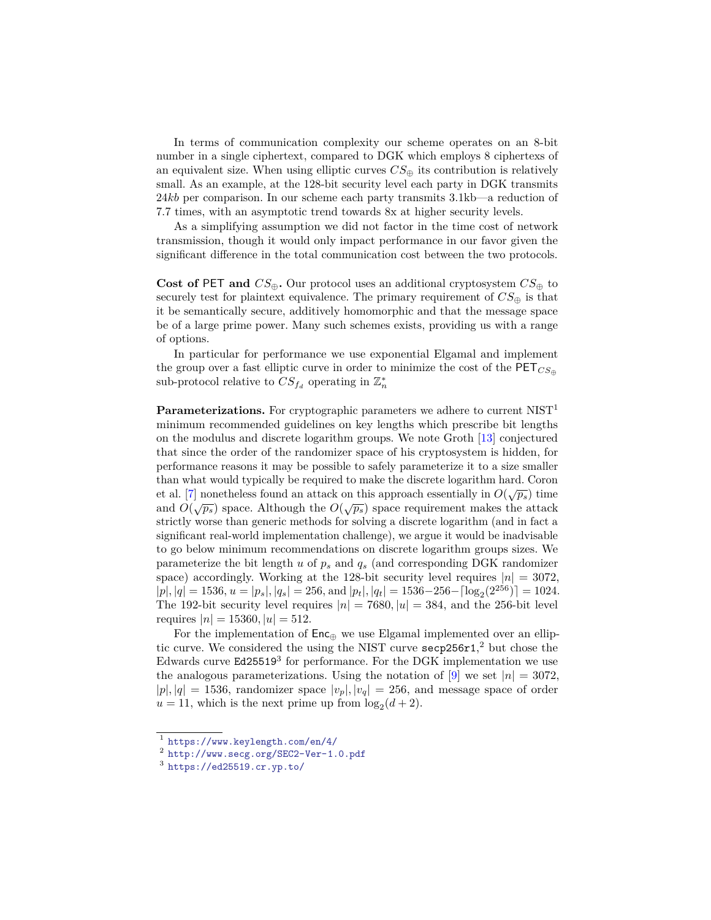In terms of communication complexity our scheme operates on an 8-bit number in a single ciphertext, compared to DGK which employs 8 ciphertexs of an equivalent size. When using elliptic curves $CS_{\oplus}$ its contribution is relatively small. As an example, at the 128-bit security level each party in DGK transmits $24kb$ per comparison. In our scheme each party transmits 3.1kb—a reduction of 7.7 times, with an asymptotic trend towards 8x at higher security levels.

As a simplifying assumption we did not factor in the time cost of network transmission, though it would only impact performance in our favor given the significant difference in the total communication cost between the two protocols.

**Cost of PET and $CS_{\oplus}$.** Our protocol uses an additional cryptosystem $CS_{\oplus}$ to securely test for plaintext equivalence. The primary requirement of $CS_{\oplus}$ is that it be semantically secure, additively homomorphic and that the message space be of a large prime power. Many such schemes exists, providing us with a range of options.

In particular for performance we use exponential Elgamal and implement the group over a fast elliptic curve in order to minimize the cost of the $\mathsf{PET}_{CS_{\oplus}}$ sub-protocol relative to $CS_{f_d}$ operating in $\mathbb{Z}_n^*$

**Parameterizations.** For cryptographic parameters we adhere to current NIST[1] minimum recommended guidelines on key lengths which prescribe bit lengths on the modulus and discrete logarithm groups. We note Groth [13] conjectured that since the order of the randomizer space of his cryptosystem is hidden, for performance reasons it may be possible to safely parameterize it to a size smaller than what would typically be required to make the discrete logarithm hard. Coron et al. [7] nonetheless found an attack on this approach essentially in $O(\sqrt{p_s})$ time and $O(\sqrt{p_s})$ space. Although the $O(\sqrt{p_s})$ space requirement makes the attack strictly worse than generic methods for solving a discrete logarithm (and in fact a significant real-world implementation challenge), we argue it would be inadvisable to go below minimum recommendations on discrete logarithm groups sizes. We parameterize the bit length $u$ of $p_s$ and $q_s$ (and corresponding DGK randomizer space) accordingly. Working at the 128-bit security level requires $|n| = 3072$, $|p|, |q| = 1536$, $u = |p_s|, |q_s| = 256$, and $|p_t|, |q_t| = 1536 - 256 - \lceil \log_2(2^{256}) \rceil = 1024$. The 192-bit security level requires $|n| = 7680, |u| = 384$, and the 256-bit level requires $|n| = 15360, |u| = 512$.

For the implementation of $\mathsf{Enc}_{\oplus}$ we use Elgamal implemented over an elliptic curve. We considered the using the NIST curve `secp256r1`,[2] but chose the Edwards curve `Ed25519`[3] for performance. For the DGK implementation we use the analogous parameterizations. Using the notation of [9] we set $|n| = 3072$, $|p|, |q| = 1536$, randomizer space $|v_p|, |v_q| = 256$, and message space of order $u = 11$, which is the next prime up from $\log_2(d + 2)$.

[1] https://www.keylength.com/en/4/
[2] http://www.secg.org/SEC2-Ver-1.0.pdf
[3] https://ed25519.cr.yp.to/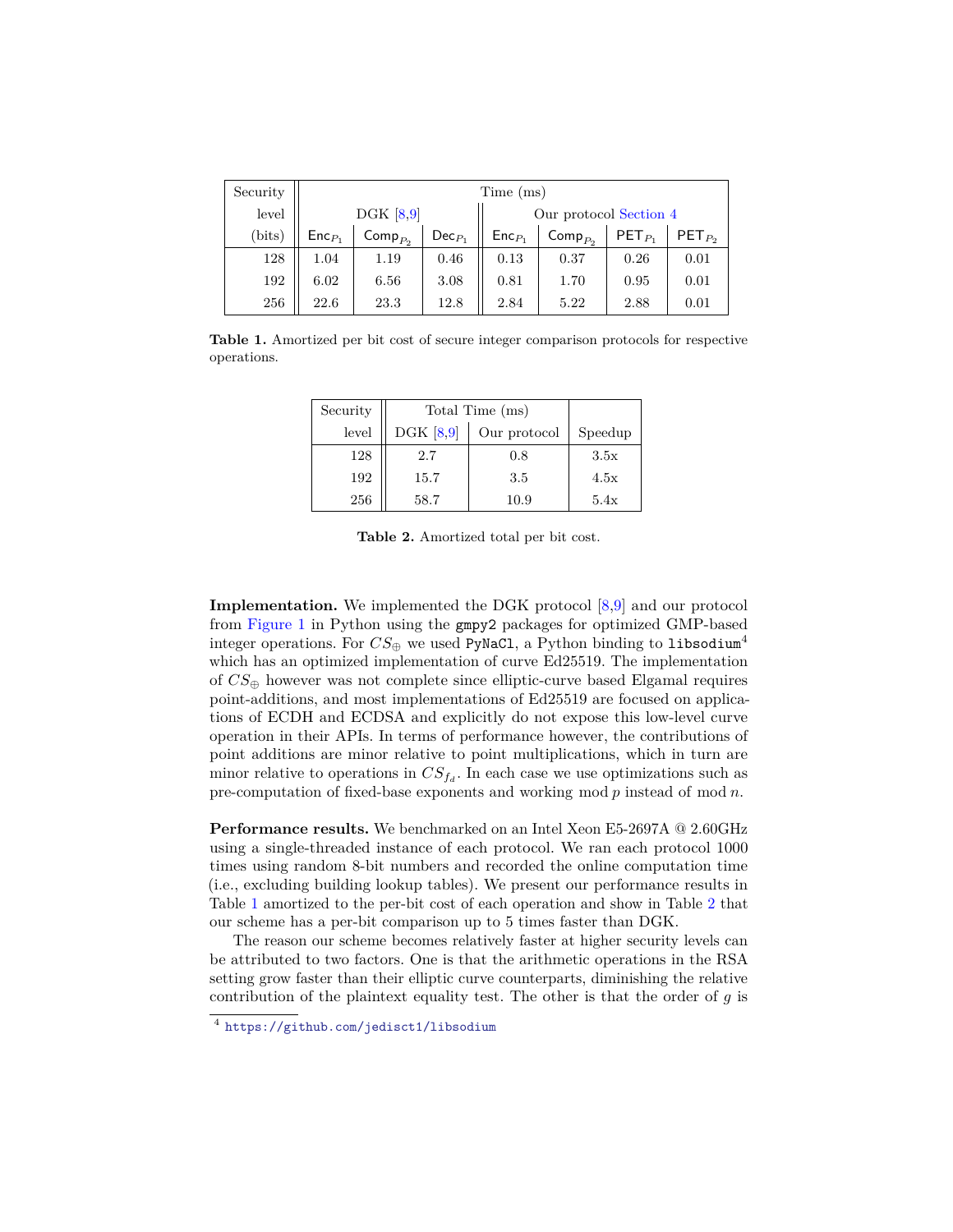| Security level (bits) | Time (ms) | | | | | | |
|---|---|---|---|---|---|---|---|
| | DGK [8,9] | | | Our protocol Section 4 | | | |
| | $\mathsf{Enc}_{P_1}$ | $\mathsf{Comp}_{P_2}$ | $\mathsf{Dec}_{P_1}$ | $\mathsf{Enc}_{P_1}$ | $\mathsf{Comp}_{P_2}$ | $\mathsf{PET}_{P_1}$ | $\mathsf{PET}_{P_2}$ |
| 128 | 1.04 | 1.19 | 0.46 | 0.13 | 0.37 | 0.26 | 0.01 |
| 192 | 6.02 | 6.56 | 3.08 | 0.81 | 1.70 | 0.95 | 0.01 |
| 256 | 22.6 | 23.3 | 12.8 | 2.84 | 5.22 | 2.88 | 0.01 |

**Table 1.** Amortized per bit cost of secure integer comparison protocols for respective operations.

| Security level | Total Time (ms) | | |
|---|---|---|---|
| | DGK [8,9] | Our protocol | Speedup |
| 128 | 2.7 | 0.8 | 3.5x |
| 192 | 15.7 | 3.5 | 4.5x |
| 256 | 58.7 | 10.9 | 5.4x |

**Table 2.** Amortized total per bit cost.

**Implementation.** We implemented the DGK protocol [8,9] and our protocol from Figure 1 in Python using the `gmpy2` packages for optimized GMP-based integer operations. For $CS_{\oplus}$ we used `PyNaCl`, a Python binding to `libsodium`[4] which has an optimized implementation of curve Ed25519. The implementation of $CS_{\oplus}$ however was not complete since elliptic-curve based Elgamal requires point-additions, and most implementations of Ed25519 are focused on applications of ECDH and ECDSA and explicitly do not expose this low-level curve operation in their APIs. In terms of performance however, the contributions of point additions are minor relative to point multiplications, which in turn are minor relative to operations in $CS_{f_d}$. In each case we use optimizations such as pre-computation of fixed-base exponents and working mod $p$ instead of mod $n$.

**Performance results.** We benchmarked on an Intel Xeon E5-2697A @ 2.60GHz using a single-threaded instance of each protocol. We ran each protocol 1000 times using random 8-bit numbers and recorded the online computation time (i.e., excluding building lookup tables). We present our performance results in Table 1 amortized to the per-bit cost of each operation and show in Table 2 that our scheme has a per-bit comparison up to 5 times faster than DGK.

The reason our scheme becomes relatively faster at higher security levels can be attributed to two factors. One is that the arithmetic operations in the RSA setting grow faster than their elliptic curve counterparts, diminishing the relative contribution of the plaintext equality test. The other is that the order of $g$ is

[4] https://github.com/jedisct1/libsodium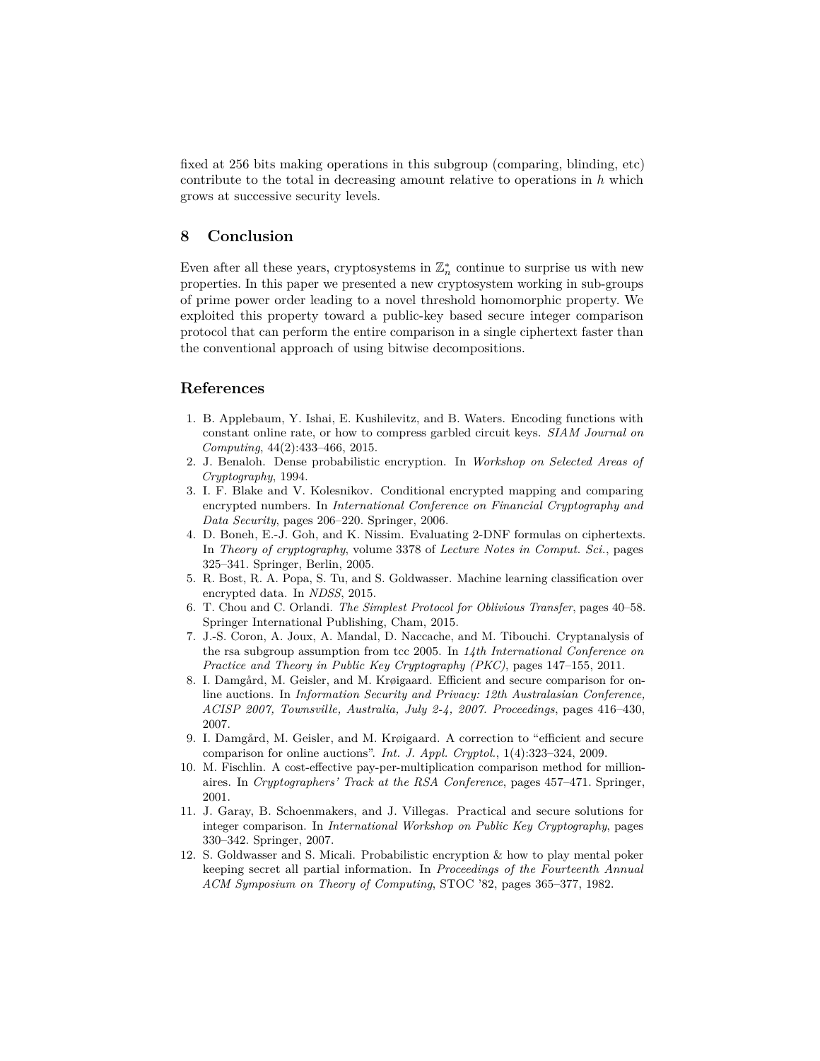fixed at 256 bits making operations in this subgroup (comparing, blinding, etc) contribute to the total in decreasing amount relative to operations in $h$ which grows at successive security levels.

## 8 Conclusion

Even after all these years, cryptosystems in $\mathbb{Z}_n^*$ continue to surprise us with new properties. In this paper we presented a new cryptosystem working in sub-groups of prime power order leading to a novel threshold homomorphic property. We exploited this property toward a public-key based secure integer comparison protocol that can perform the entire comparison in a single ciphertext faster than the conventional approach of using bitwise decompositions.

## References

1. B. Applebaum, Y. Ishai, E. Kushilevitz, and B. Waters. Encoding functions with constant online rate, or how to compress garbled circuit keys. *SIAM Journal on Computing*, 44(2):433–466, 2015.
2. J. Benaloh. Dense probabilistic encryption. In *Workshop on Selected Areas of Cryptography*, 1994.
3. I. F. Blake and V. Kolesnikov. Conditional encrypted mapping and comparing encrypted numbers. In *International Conference on Financial Cryptography and Data Security*, pages 206–220. Springer, 2006.
4. D. Boneh, E.-J. Goh, and K. Nissim. Evaluating 2-DNF formulas on ciphertexts. In *Theory of cryptography*, volume 3378 of *Lecture Notes in Comput. Sci.*, pages 325–341. Springer, Berlin, 2005.
5. R. Bost, R. A. Popa, S. Tu, and S. Goldwasser. Machine learning classification over encrypted data. In *NDSS*, 2015.
6. T. Chou and C. Orlandi. *The Simplest Protocol for Oblivious Transfer*, pages 40–58. Springer International Publishing, Cham, 2015.
7. J.-S. Coron, A. Joux, A. Mandal, D. Naccache, and M. Tibouchi. Cryptanalysis of the rsa subgroup assumption from tcc 2005. In *14th International Conference on Practice and Theory in Public Key Cryptography (PKC)*, pages 147–155, 2011.
8. I. Damgård, M. Geisler, and M. Krøigaard. Efficient and secure comparison for on-line auctions. In *Information Security and Privacy: 12th Australasian Conference, ACISP 2007, Townsville, Australia, July 2-4, 2007. Proceedings*, pages 416–430, 2007.
9. I. Damgård, M. Geisler, and M. Krøigaard. A correction to "efficient and secure comparison for online auctions". *Int. J. Appl. Cryptol.*, 1(4):323–324, 2009.
10. M. Fischlin. A cost-effective pay-per-multiplication comparison method for millionaires. In *Cryptographers' Track at the RSA Conference*, pages 457–471. Springer, 2001.
11. J. Garay, B. Schoenmakers, and J. Villegas. Practical and secure solutions for integer comparison. In *International Workshop on Public Key Cryptography*, pages 330–342. Springer, 2007.
12. S. Goldwasser and S. Micali. Probabilistic encryption & how to play mental poker keeping secret all partial information. In *Proceedings of the Fourteenth Annual ACM Symposium on Theory of Computing*, STOC '82, pages 365–377, 1982.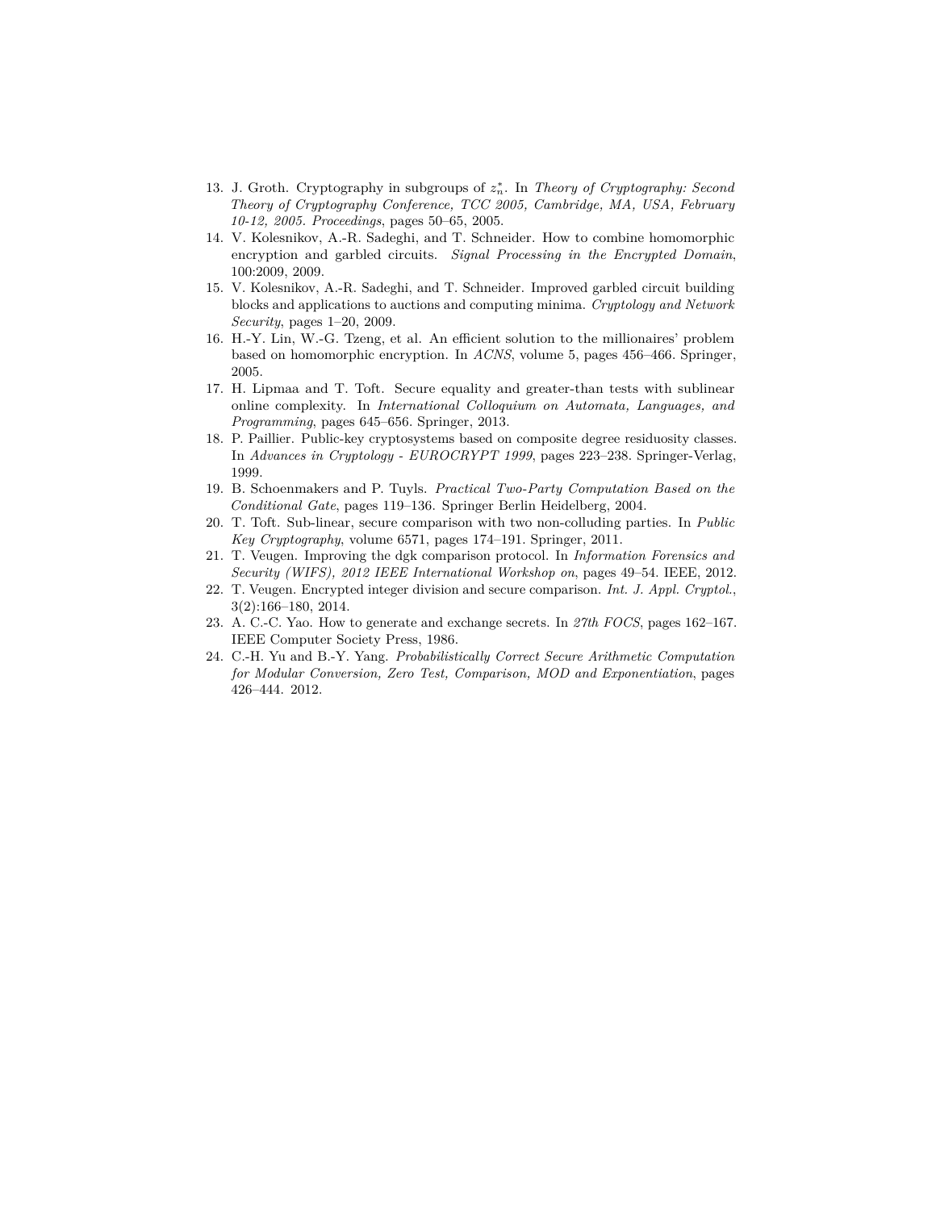13. J. Groth. Cryptography in subgroups of $z_n^*$. In *Theory of Cryptography: Second Theory of Cryptography Conference, TCC 2005, Cambridge, MA, USA, February 10-12, 2005. Proceedings*, pages 50–65, 2005.
14. V. Kolesnikov, A.-R. Sadeghi, and T. Schneider. How to combine homomorphic encryption and garbled circuits. *Signal Processing in the Encrypted Domain*, 100:2009, 2009.
15. V. Kolesnikov, A.-R. Sadeghi, and T. Schneider. Improved garbled circuit building blocks and applications to auctions and computing minima. *Cryptology and Network Security*, pages 1–20, 2009.
16. H.-Y. Lin, W.-G. Tzeng, et al. An efficient solution to the millionaires' problem based on homomorphic encryption. In *ACNS*, volume 5, pages 456–466. Springer, 2005.
17. H. Lipmaa and T. Toft. Secure equality and greater-than tests with sublinear online complexity. In *International Colloquium on Automata, Languages, and Programming*, pages 645–656. Springer, 2013.
18. P. Paillier. Public-key cryptosystems based on composite degree residuosity classes. In *Advances in Cryptology - EUROCRYPT 1999*, pages 223–238. Springer-Verlag, 1999.
19. B. Schoenmakers and P. Tuyls. *Practical Two-Party Computation Based on the Conditional Gate*, pages 119–136. Springer Berlin Heidelberg, 2004.
20. T. Toft. Sub-linear, secure comparison with two non-colluding parties. In *Public Key Cryptography*, volume 6571, pages 174–191. Springer, 2011.
21. T. Veugen. Improving the dgk comparison protocol. In *Information Forensics and Security (WIFS), 2012 IEEE International Workshop on*, pages 49–54. IEEE, 2012.
22. T. Veugen. Encrypted integer division and secure comparison. *Int. J. Appl. Cryptol.*, 3(2):166–180, 2014.
23. A. C.-C. Yao. How to generate and exchange secrets. In *27th FOCS*, pages 162–167. IEEE Computer Society Press, 1986.
24. C.-H. Yu and B.-Y. Yang. *Probabilistically Correct Secure Arithmetic Computation for Modular Conversion, Zero Test, Comparison, MOD and Exponentiation*, pages 426–444. 2012.